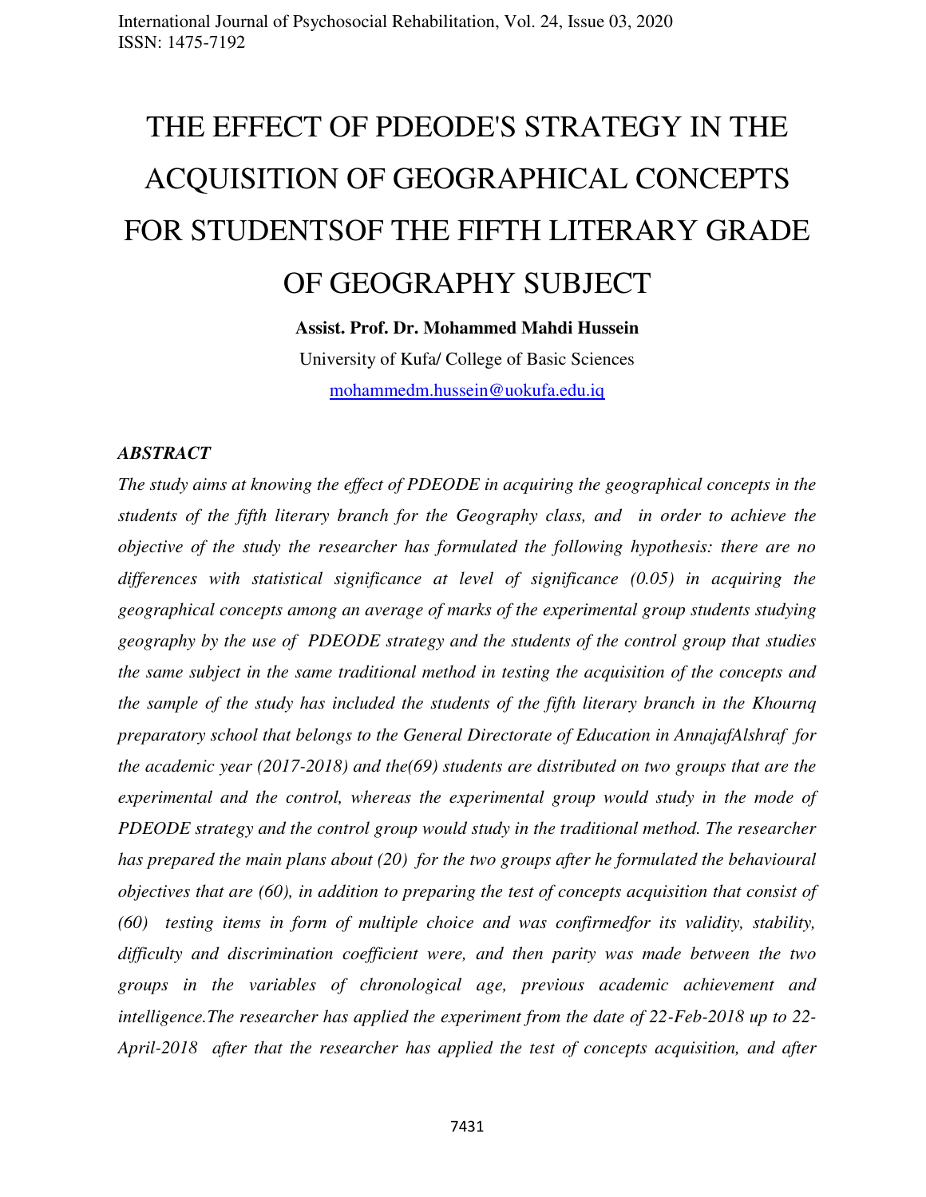# THE EFFECT OF PDEODE'S STRATEGY IN THE ACQUISITION OF GEOGRAPHICAL CONCEPTS FOR STUDENTSOF THE FIFTH LITERARY GRADE OF GEOGRAPHY SUBJECT

**Assist. Prof. Dr. Mohammed Mahdi Hussein**

University of Kufa/ College of Basic Sciences

mohammedm.hussein@uokufa.edu.iq

***ABSTRACT***

*The study aims at knowing the effect of PDEODE in acquiring the geographical concepts in the students of the fifth literary branch for the Geography class, and in order to achieve the objective of the study the researcher has formulated the following hypothesis: there are no differences with statistical significance at level of significance (0.05) in acquiring the geographical concepts among an average of marks of the experimental group students studying geography by the use of PDEODE strategy and the students of the control group that studies the same subject in the same traditional method in testing the acquisition of the concepts and the sample of the study has included the students of the fifth literary branch in the Khournq preparatory school that belongs to the General Directorate of Education in AnnajafAlshraf for the academic year (2017-2018) and the(69) students are distributed on two groups that are the experimental and the control, whereas the experimental group would study in the mode of PDEODE strategy and the control group would study in the traditional method. The researcher has prepared the main plans about (20) for the two groups after he formulated the behavioural objectives that are (60), in addition to preparing the test of concepts acquisition that consist of (60) testing items in form of multiple choice and was confirmedfor its validity, stability, difficulty and discrimination coefficient were, and then parity was made between the two groups in the variables of chronological age, previous academic achievement and intelligence.The researcher has applied the experiment from the date of 22-Feb-2018 up to 22-April-2018 after that the researcher has applied the test of concepts acquisition, and after*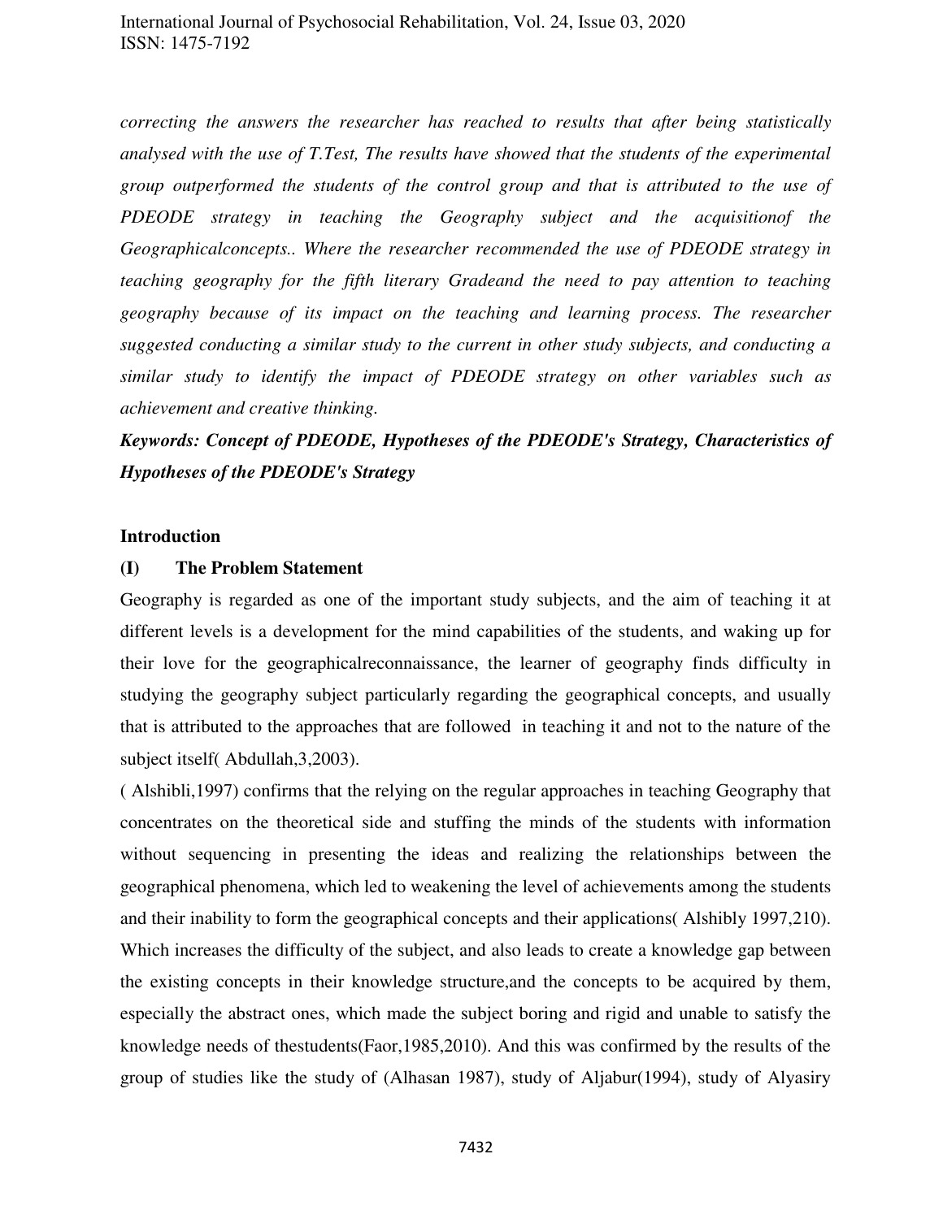*correcting the answers the researcher has reached to results that after being statistically analysed with the use of T.Test, The results have showed that the students of the experimental group outperformed the students of the control group and that is attributed to the use of PDEODE strategy in teaching the Geography subject and the acquisitionof the Geographicalconcepts.. Where the researcher recommended the use of PDEODE strategy in teaching geography for the fifth literary Gradeand the need to pay attention to teaching geography because of its impact on the teaching and learning process. The researcher suggested conducting a similar study to the current in other study subjects, and conducting a similar study to identify the impact of PDEODE strategy on other variables such as achievement and creative thinking.*

***Keywords: Concept of PDEODE, Hypotheses of the PDEODE's Strategy, Characteristics of Hypotheses of the PDEODE's Strategy***

## Introduction

### (I) The Problem Statement

Geography is regarded as one of the important study subjects, and the aim of teaching it at different levels is a development for the mind capabilities of the students, and waking up for their love for the geographicalreconnaissance, the learner of geography finds difficulty in studying the geography subject particularly regarding the geographical concepts, and usually that is attributed to the approaches that are followed in teaching it and not to the nature of the subject itself( Abdullah,3,2003).

( Alshibli,1997) confirms that the relying on the regular approaches in teaching Geography that concentrates on the theoretical side and stuffing the minds of the students with information without sequencing in presenting the ideas and realizing the relationships between the geographical phenomena, which led to weakening the level of achievements among the students and their inability to form the geographical concepts and their applications( Alshibly 1997,210). Which increases the difficulty of the subject, and also leads to create a knowledge gap between the existing concepts in their knowledge structure,and the concepts to be acquired by them, especially the abstract ones, which made the subject boring and rigid and unable to satisfy the knowledge needs of thestudents(Faor,1985,2010). And this was confirmed by the results of the group of studies like the study of (Alhasan 1987), study of Aljabur(1994), study of Alyasiry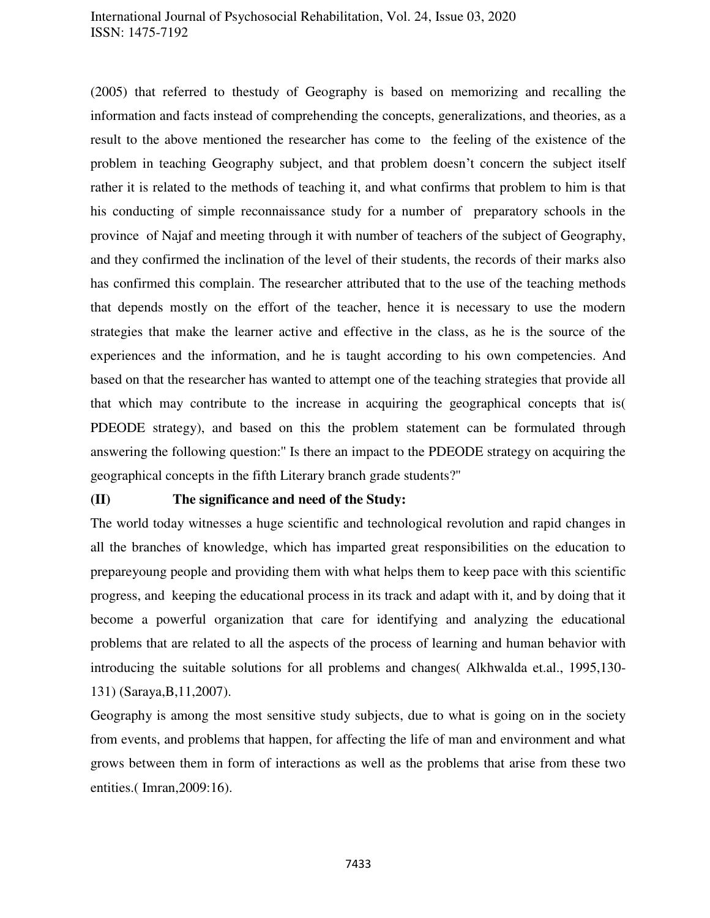(2005) that referred to thestudy of Geography is based on memorizing and recalling the information and facts instead of comprehending the concepts, generalizations, and theories, as a result to the above mentioned the researcher has come to the feeling of the existence of the problem in teaching Geography subject, and that problem doesn't concern the subject itself rather it is related to the methods of teaching it, and what confirms that problem to him is that his conducting of simple reconnaissance study for a number of preparatory schools in the province of Najaf and meeting through it with number of teachers of the subject of Geography, and they confirmed the inclination of the level of their students, the records of their marks also has confirmed this complain. The researcher attributed that to the use of the teaching methods that depends mostly on the effort of the teacher, hence it is necessary to use the modern strategies that make the learner active and effective in the class, as he is the source of the experiences and the information, and he is taught according to his own competencies. And based on that the researcher has wanted to attempt one of the teaching strategies that provide all that which may contribute to the increase in acquiring the geographical concepts that is( PDEODE strategy), and based on this the problem statement can be formulated through answering the following question:" Is there an impact to the PDEODE strategy on acquiring the geographical concepts in the fifth Literary branch grade students?"

**(II) The significance and need of the Study:**

The world today witnesses a huge scientific and technological revolution and rapid changes in all the branches of knowledge, which has imparted great responsibilities on the education to prepareyoung people and providing them with what helps them to keep pace with this scientific progress, and keeping the educational process in its track and adapt with it, and by doing that it become a powerful organization that care for identifying and analyzing the educational problems that are related to all the aspects of the process of learning and human behavior with introducing the suitable solutions for all problems and changes( Alkhwalda et.al., 1995,130-131) (Saraya,B,11,2007).

Geography is among the most sensitive study subjects, due to what is going on in the society from events, and problems that happen, for affecting the life of man and environment and what grows between them in form of interactions as well as the problems that arise from these two entities.( Imran,2009:16).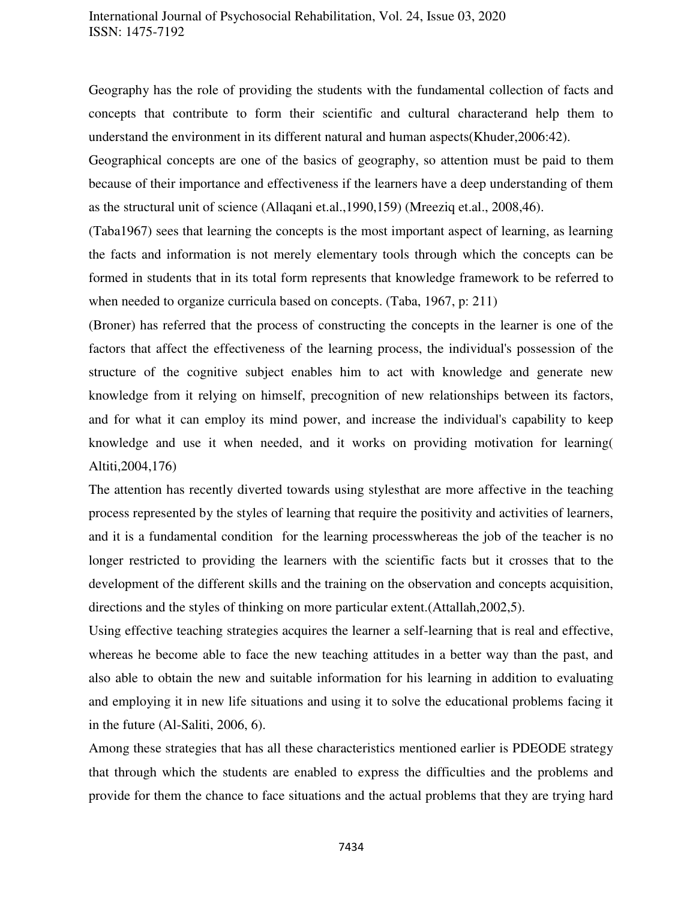Geography has the role of providing the students with the fundamental collection of facts and concepts that contribute to form their scientific and cultural characterand help them to understand the environment in its different natural and human aspects(Khuder,2006:42).

Geographical concepts are one of the basics of geography, so attention must be paid to them because of their importance and effectiveness if the learners have a deep understanding of them as the structural unit of science (Allaqani et.al.,1990,159) (Mreeziq et.al., 2008,46).

(Taba1967) sees that learning the concepts is the most important aspect of learning, as learning the facts and information is not merely elementary tools through which the concepts can be formed in students that in its total form represents that knowledge framework to be referred to when needed to organize curricula based on concepts. (Taba, 1967, p: 211)

(Broner) has referred that the process of constructing the concepts in the learner is one of the factors that affect the effectiveness of the learning process, the individual's possession of the structure of the cognitive subject enables him to act with knowledge and generate new knowledge from it relying on himself, precognition of new relationships between its factors, and for what it can employ its mind power, and increase the individual's capability to keep knowledge and use it when needed, and it works on providing motivation for learning( Altiti,2004,176)

The attention has recently diverted towards using stylesthat are more affective in the teaching process represented by the styles of learning that require the positivity and activities of learners, and it is a fundamental condition for the learning processwhereas the job of the teacher is no longer restricted to providing the learners with the scientific facts but it crosses that to the development of the different skills and the training on the observation and concepts acquisition, directions and the styles of thinking on more particular extent.(Attallah,2002,5).

Using effective teaching strategies acquires the learner a self-learning that is real and effective, whereas he become able to face the new teaching attitudes in a better way than the past, and also able to obtain the new and suitable information for his learning in addition to evaluating and employing it in new life situations and using it to solve the educational problems facing it in the future (Al-Saliti, 2006, 6).

Among these strategies that has all these characteristics mentioned earlier is PDEODE strategy that through which the students are enabled to express the difficulties and the problems and provide for them the chance to face situations and the actual problems that they are trying hard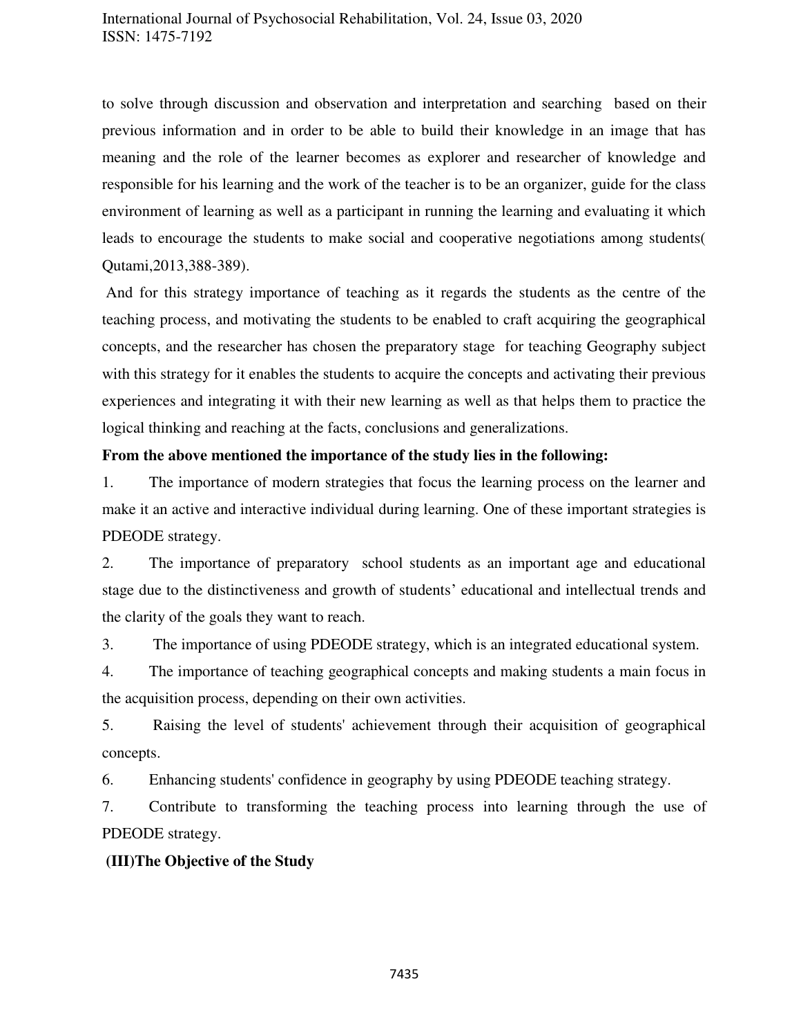to solve through discussion and observation and interpretation and searching based on their previous information and in order to be able to build their knowledge in an image that has meaning and the role of the learner becomes as explorer and researcher of knowledge and responsible for his learning and the work of the teacher is to be an organizer, guide for the class environment of learning as well as a participant in running the learning and evaluating it which leads to encourage the students to make social and cooperative negotiations among students( Qutami,2013,388-389).

And for this strategy importance of teaching as it regards the students as the centre of the teaching process, and motivating the students to be enabled to craft acquiring the geographical concepts, and the researcher has chosen the preparatory stage for teaching Geography subject with this strategy for it enables the students to acquire the concepts and activating their previous experiences and integrating it with their new learning as well as that helps them to practice the logical thinking and reaching at the facts, conclusions and generalizations.

**From the above mentioned the importance of the study lies in the following:**

1. The importance of modern strategies that focus the learning process on the learner and make it an active and interactive individual during learning. One of these important strategies is PDEODE strategy.
2. The importance of preparatory school students as an important age and educational stage due to the distinctiveness and growth of students' educational and intellectual trends and the clarity of the goals they want to reach.
3. The importance of using PDEODE strategy, which is an integrated educational system.
4. The importance of teaching geographical concepts and making students a main focus in the acquisition process, depending on their own activities.
5. Raising the level of students' achievement through their acquisition of geographical concepts.
6. Enhancing students' confidence in geography by using PDEODE teaching strategy.
7. Contribute to transforming the teaching process into learning through the use of PDEODE strategy.

**(III)The Objective of the Study**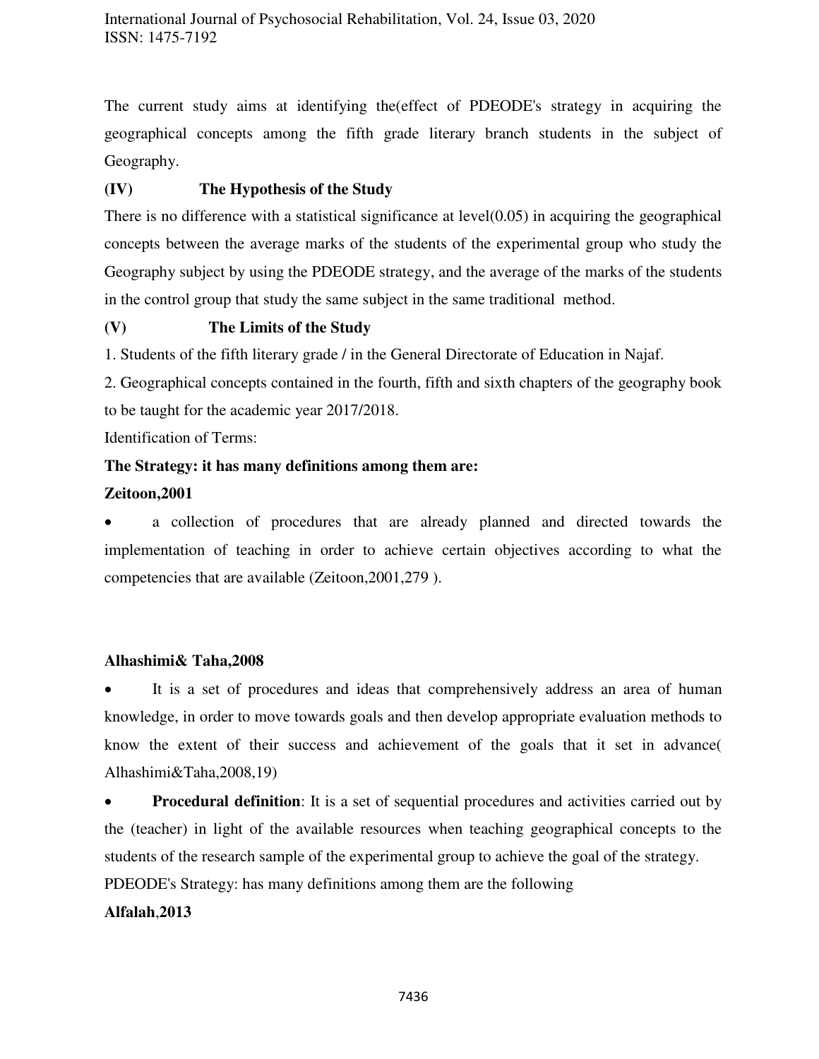The current study aims at identifying the(effect of PDEODE's strategy in acquiring the geographical concepts among the fifth grade literary branch students in the subject of Geography.

**(IV) The Hypothesis of the Study**

There is no difference with a statistical significance at level(0.05) in acquiring the geographical concepts between the average marks of the students of the experimental group who study the Geography subject by using the PDEODE strategy, and the average of the marks of the students in the control group that study the same subject in the same traditional method.

**(V) The Limits of the Study**

1. Students of the fifth literary grade / in the General Directorate of Education in Najaf.
2. Geographical concepts contained in the fourth, fifth and sixth chapters of the geography book to be taught for the academic year 2017/2018.

Identification of Terms:

**The Strategy: it has many definitions among them are:**

**Zeitoon,2001**

- a collection of procedures that are already planned and directed towards the implementation of teaching in order to achieve certain objectives according to what the competencies that are available (Zeitoon,2001,279 ).

**Alhashimi& Taha,2008**

- It is a set of procedures and ideas that comprehensively address an area of human knowledge, in order to move towards goals and then develop appropriate evaluation methods to know the extent of their success and achievement of the goals that it set in advance( Alhashimi&Taha,2008,19)
- **Procedural definition**: It is a set of sequential procedures and activities carried out by the (teacher) in light of the available resources when teaching geographical concepts to the students of the research sample of the experimental group to achieve the goal of the strategy.

PDEODE's Strategy: has many definitions among them are the following

**Alfalah,2013**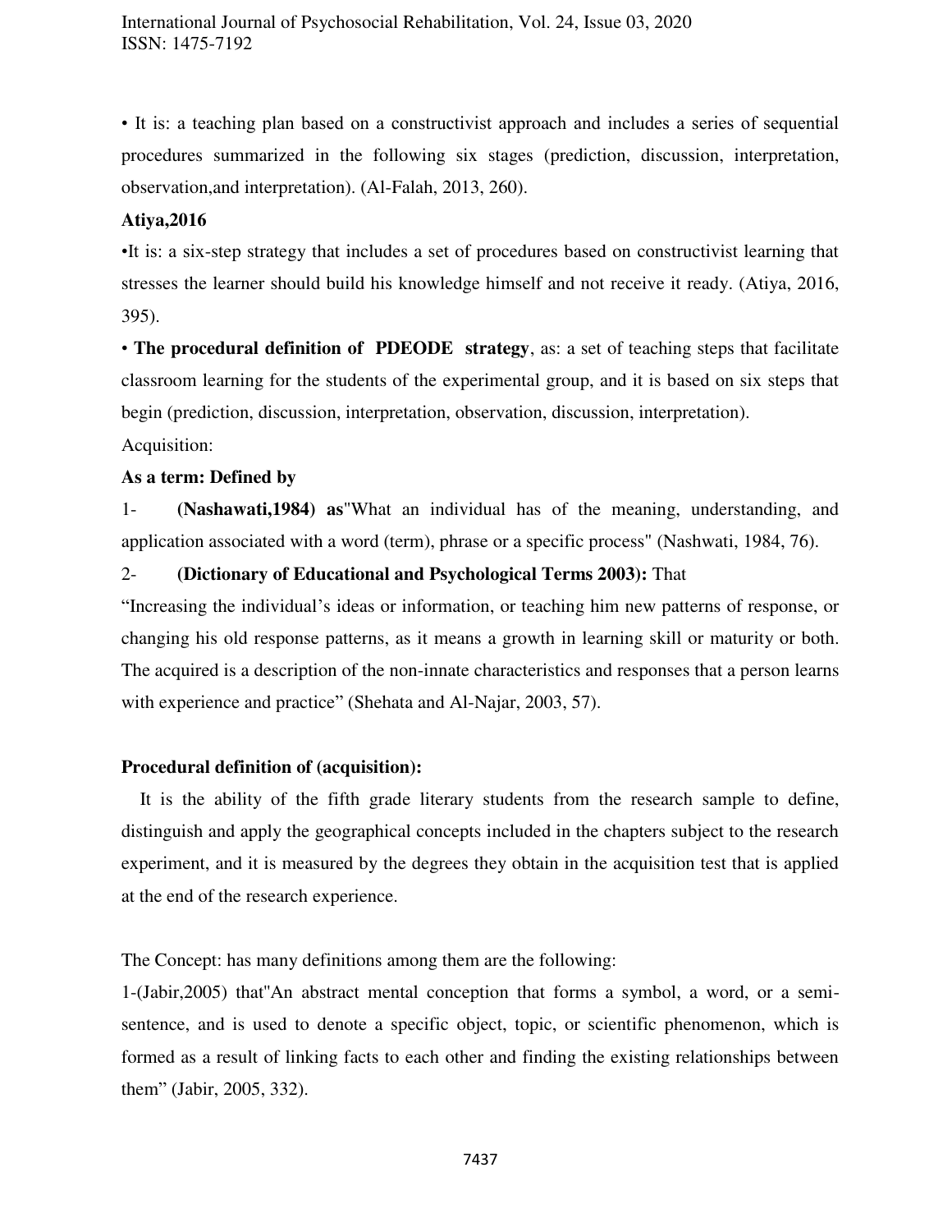• It is: a teaching plan based on a constructivist approach and includes a series of sequential procedures summarized in the following six stages (prediction, discussion, interpretation, observation,and interpretation). (Al-Falah, 2013, 260).

**Atiya,2016**

•It is: a six-step strategy that includes a set of procedures based on constructivist learning that stresses the learner should build his knowledge himself and not receive it ready. (Atiya, 2016, 395).

• **The procedural definition of PDEODE strategy**, as: a set of teaching steps that facilitate classroom learning for the students of the experimental group, and it is based on six steps that begin (prediction, discussion, interpretation, observation, discussion, interpretation).

Acquisition:

**As a term: Defined by**

1- **(Nashawati,1984) as**"What an individual has of the meaning, understanding, and application associated with a word (term), phrase or a specific process" (Nashwati, 1984, 76).

2- **(Dictionary of Educational and Psychological Terms 2003):** That "Increasing the individual's ideas or information, or teaching him new patterns of response, or changing his old response patterns, as it means a growth in learning skill or maturity or both. The acquired is a description of the non-innate characteristics and responses that a person learns with experience and practice" (Shehata and Al-Najar, 2003, 57).

**Procedural definition of (acquisition):**

It is the ability of the fifth grade literary students from the research sample to define, distinguish and apply the geographical concepts included in the chapters subject to the research experiment, and it is measured by the degrees they obtain in the acquisition test that is applied at the end of the research experience.

The Concept: has many definitions among them are the following:

1-(Jabir,2005) that"An abstract mental conception that forms a symbol, a word, or a semi-sentence, and is used to denote a specific object, topic, or scientific phenomenon, which is formed as a result of linking facts to each other and finding the existing relationships between them" (Jabir, 2005, 332).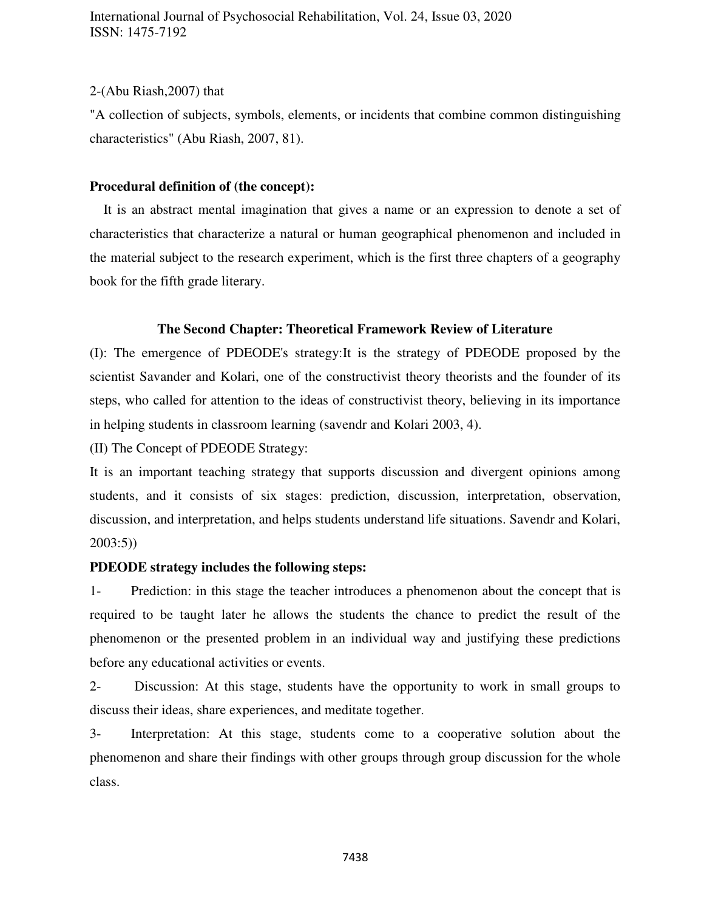2-(Abu Riash,2007) that

"A collection of subjects, symbols, elements, or incidents that combine common distinguishing characteristics" (Abu Riash, 2007, 81).

**Procedural definition of (the concept):**

It is an abstract mental imagination that gives a name or an expression to denote a set of characteristics that characterize a natural or human geographical phenomenon and included in the material subject to the research experiment, which is the first three chapters of a geography book for the fifth grade literary.

## The Second Chapter: Theoretical Framework Review of Literature

(I): The emergence of PDEODE's strategy:It is the strategy of PDEODE proposed by the scientist Savander and Kolari, one of the constructivist theory theorists and the founder of its steps, who called for attention to the ideas of constructivist theory, believing in its importance in helping students in classroom learning (savendr and Kolari 2003, 4).

(II) The Concept of PDEODE Strategy:

It is an important teaching strategy that supports discussion and divergent opinions among students, and it consists of six stages: prediction, discussion, interpretation, observation, discussion, and interpretation, and helps students understand life situations. Savendr and Kolari, 2003:5))

**PDEODE strategy includes the following steps:**

1- Prediction: in this stage the teacher introduces a phenomenon about the concept that is required to be taught later he allows the students the chance to predict the result of the phenomenon or the presented problem in an individual way and justifying these predictions before any educational activities or events.

2- Discussion: At this stage, students have the opportunity to work in small groups to discuss their ideas, share experiences, and meditate together.

3- Interpretation: At this stage, students come to a cooperative solution about the phenomenon and share their findings with other groups through group discussion for the whole class.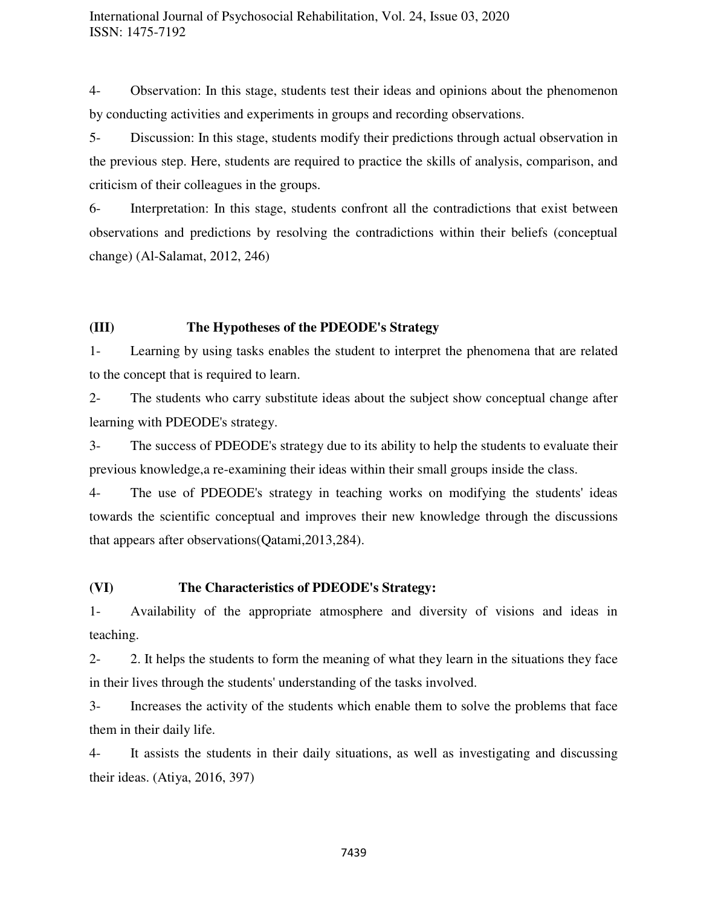4- Observation: In this stage, students test their ideas and opinions about the phenomenon by conducting activities and experiments in groups and recording observations.

5- Discussion: In this stage, students modify their predictions through actual observation in the previous step. Here, students are required to practice the skills of analysis, comparison, and criticism of their colleagues in the groups.

6- Interpretation: In this stage, students confront all the contradictions that exist between observations and predictions by resolving the contradictions within their beliefs (conceptual change) (Al-Salamat, 2012, 246)

**(III) The Hypotheses of the PDEODE's Strategy**

1- Learning by using tasks enables the student to interpret the phenomena that are related to the concept that is required to learn.

2- The students who carry substitute ideas about the subject show conceptual change after learning with PDEODE's strategy.

3- The success of PDEODE's strategy due to its ability to help the students to evaluate their previous knowledge,a re-examining their ideas within their small groups inside the class.

4- The use of PDEODE's strategy in teaching works on modifying the students' ideas towards the scientific conceptual and improves their new knowledge through the discussions that appears after observations(Qatami,2013,284).

**(VI) The Characteristics of PDEODE's Strategy:**

1- Availability of the appropriate atmosphere and diversity of visions and ideas in teaching.

2- 2. It helps the students to form the meaning of what they learn in the situations they face in their lives through the students' understanding of the tasks involved.

3- Increases the activity of the students which enable them to solve the problems that face them in their daily life.

4- It assists the students in their daily situations, as well as investigating and discussing their ideas. (Atiya, 2016, 397)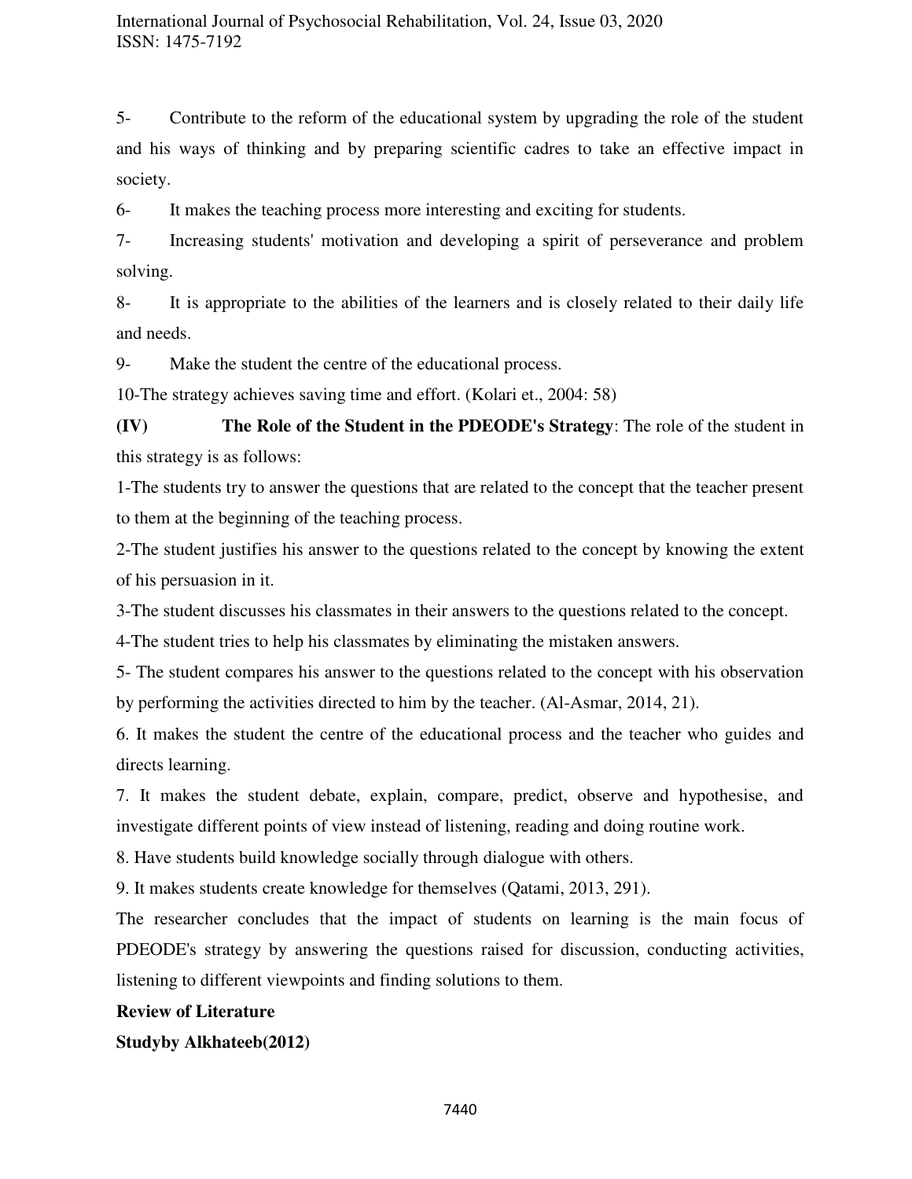5- Contribute to the reform of the educational system by upgrading the role of the student and his ways of thinking and by preparing scientific cadres to take an effective impact in society.

6- It makes the teaching process more interesting and exciting for students.

7- Increasing students' motivation and developing a spirit of perseverance and problem solving.

8- It is appropriate to the abilities of the learners and is closely related to their daily life and needs.

9- Make the student the centre of the educational process.

10-The strategy achieves saving time and effort. (Kolari et., 2004: 58)

**(IV) The Role of the Student in the PDEODE's Strategy**: The role of the student in this strategy is as follows:

1-The students try to answer the questions that are related to the concept that the teacher present to them at the beginning of the teaching process.

2-The student justifies his answer to the questions related to the concept by knowing the extent of his persuasion in it.

3-The student discusses his classmates in their answers to the questions related to the concept.

4-The student tries to help his classmates by eliminating the mistaken answers.

5- The student compares his answer to the questions related to the concept with his observation by performing the activities directed to him by the teacher. (Al-Asmar, 2014, 21).

6. It makes the student the centre of the educational process and the teacher who guides and directs learning.

7. It makes the student debate, explain, compare, predict, observe and hypothesise, and investigate different points of view instead of listening, reading and doing routine work.

8. Have students build knowledge socially through dialogue with others.

9. It makes students create knowledge for themselves (Qatami, 2013, 291).

The researcher concludes that the impact of students on learning is the main focus of PDEODE's strategy by answering the questions raised for discussion, conducting activities, listening to different viewpoints and finding solutions to them.

**Review of Literature**

**Studyby Alkhateeb(2012)**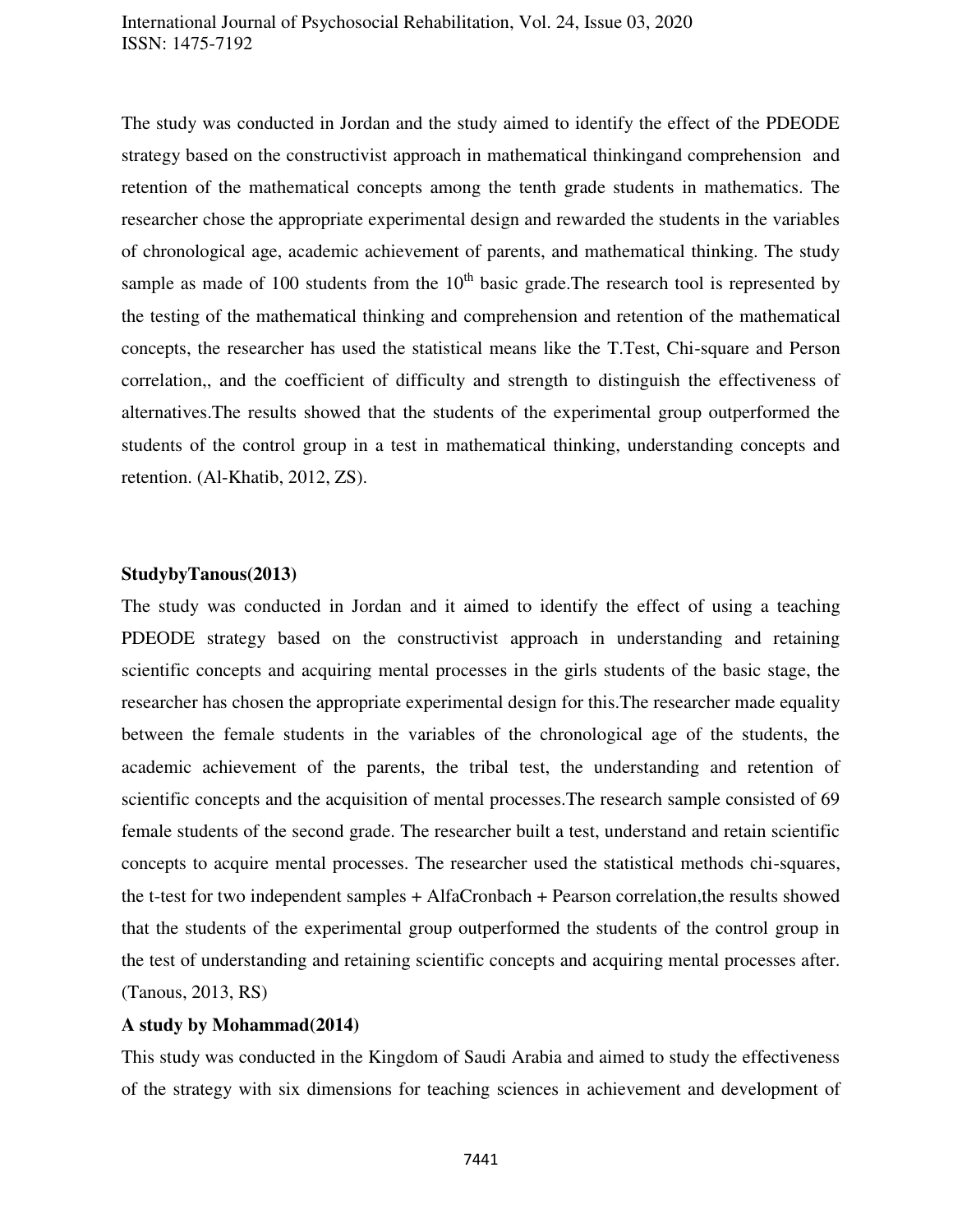The study was conducted in Jordan and the study aimed to identify the effect of the PDEODE strategy based on the constructivist approach in mathematical thinkingand comprehension and retention of the mathematical concepts among the tenth grade students in mathematics. The researcher chose the appropriate experimental design and rewarded the students in the variables of chronological age, academic achievement of parents, and mathematical thinking. The study sample as made of 100 students from the 10th basic grade.The research tool is represented by the testing of the mathematical thinking and comprehension and retention of the mathematical concepts, the researcher has used the statistical means like the T.Test, Chi-square and Person correlation,, and the coefficient of difficulty and strength to distinguish the effectiveness of alternatives.The results showed that the students of the experimental group outperformed the students of the control group in a test in mathematical thinking, understanding concepts and retention. (Al-Khatib, 2012, ZS).

**StudybyTanous(2013)**

The study was conducted in Jordan and it aimed to identify the effect of using a teaching PDEODE strategy based on the constructivist approach in understanding and retaining scientific concepts and acquiring mental processes in the girls students of the basic stage, the researcher has chosen the appropriate experimental design for this.The researcher made equality between the female students in the variables of the chronological age of the students, the academic achievement of the parents, the tribal test, the understanding and retention of scientific concepts and the acquisition of mental processes.The research sample consisted of 69 female students of the second grade. The researcher built a test, understand and retain scientific concepts to acquire mental processes. The researcher used the statistical methods chi-squares, the t-test for two independent samples + AlfaCronbach + Pearson correlation,the results showed that the students of the experimental group outperformed the students of the control group in the test of understanding and retaining scientific concepts and acquiring mental processes after. (Tanous, 2013, RS)

**A study by Mohammad(2014)**

This study was conducted in the Kingdom of Saudi Arabia and aimed to study the effectiveness of the strategy with six dimensions for teaching sciences in achievement and development of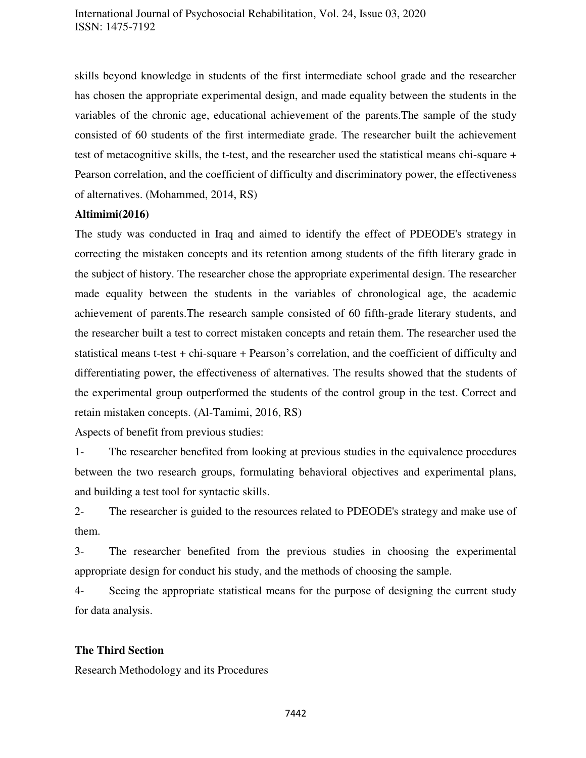skills beyond knowledge in students of the first intermediate school grade and the researcher has chosen the appropriate experimental design, and made equality between the students in the variables of the chronic age, educational achievement of the parents.The sample of the study consisted of 60 students of the first intermediate grade. The researcher built the achievement test of metacognitive skills, the t-test, and the researcher used the statistical means chi-square + Pearson correlation, and the coefficient of difficulty and discriminatory power, the effectiveness of alternatives. (Mohammed, 2014, RS)

**Altimimi(2016)**

The study was conducted in Iraq and aimed to identify the effect of PDEODE's strategy in correcting the mistaken concepts and its retention among students of the fifth literary grade in the subject of history. The researcher chose the appropriate experimental design. The researcher made equality between the students in the variables of chronological age, the academic achievement of parents.The research sample consisted of 60 fifth-grade literary students, and the researcher built a test to correct mistaken concepts and retain them. The researcher used the statistical means t-test + chi-square + Pearson's correlation, and the coefficient of difficulty and differentiating power, the effectiveness of alternatives. The results showed that the students of the experimental group outperformed the students of the control group in the test. Correct and retain mistaken concepts. (Al-Tamimi, 2016, RS)

Aspects of benefit from previous studies:

1- The researcher benefited from looking at previous studies in the equivalence procedures between the two research groups, formulating behavioral objectives and experimental plans, and building a test tool for syntactic skills.

2- The researcher is guided to the resources related to PDEODE's strategy and make use of them.

3- The researcher benefited from the previous studies in choosing the experimental appropriate design for conduct his study, and the methods of choosing the sample.

4- Seeing the appropriate statistical means for the purpose of designing the current study for data analysis.

**The Third Section**

Research Methodology and its Procedures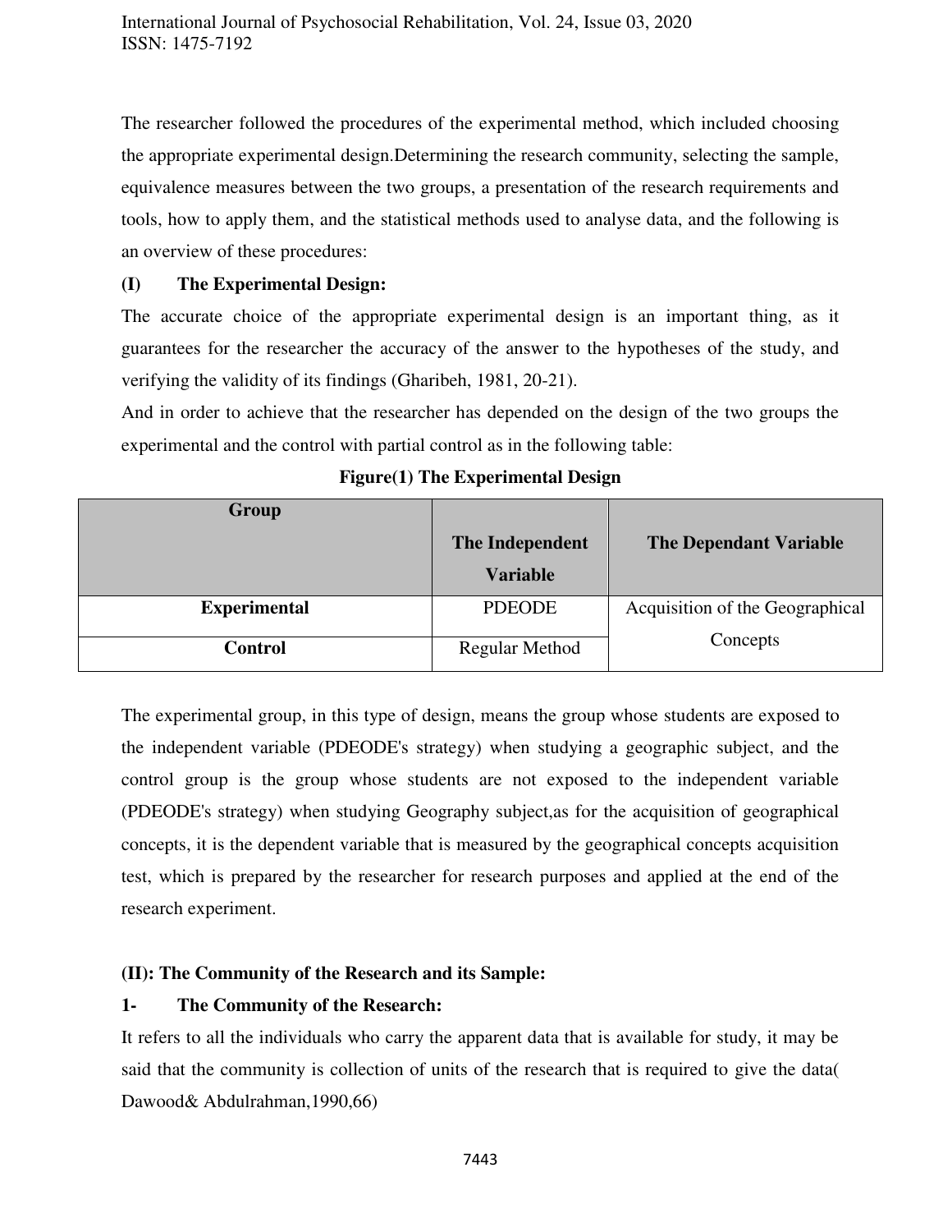The researcher followed the procedures of the experimental method, which included choosing the appropriate experimental design.Determining the research community, selecting the sample, equivalence measures between the two groups, a presentation of the research requirements and tools, how to apply them, and the statistical methods used to analyse data, and the following is an overview of these procedures:

**(I) The Experimental Design:**

The accurate choice of the appropriate experimental design is an important thing, as it guarantees for the researcher the accuracy of the answer to the hypotheses of the study, and verifying the validity of its findings (Gharibeh, 1981, 20-21).

And in order to achieve that the researcher has depended on the design of the two groups the experimental and the control with partial control as in the following table:

**Figure(1) The Experimental Design**

| Group | The Independent Variable | The Dependant Variable |
|---|---|---|
| **Experimental** | PDEODE | Acquisition of the Geographical Concepts |
| **Control** | Regular Method | |

The experimental group, in this type of design, means the group whose students are exposed to the independent variable (PDEODE's strategy) when studying a geographic subject, and the control group is the group whose students are not exposed to the independent variable (PDEODE's strategy) when studying Geography subject,as for the acquisition of geographical concepts, it is the dependent variable that is measured by the geographical concepts acquisition test, which is prepared by the researcher for research purposes and applied at the end of the research experiment.

**(II): The Community of the Research and its Sample:**

**1- The Community of the Research:**

It refers to all the individuals who carry the apparent data that is available for study, it may be said that the community is collection of units of the research that is required to give the data( Dawood& Abdulrahman,1990,66)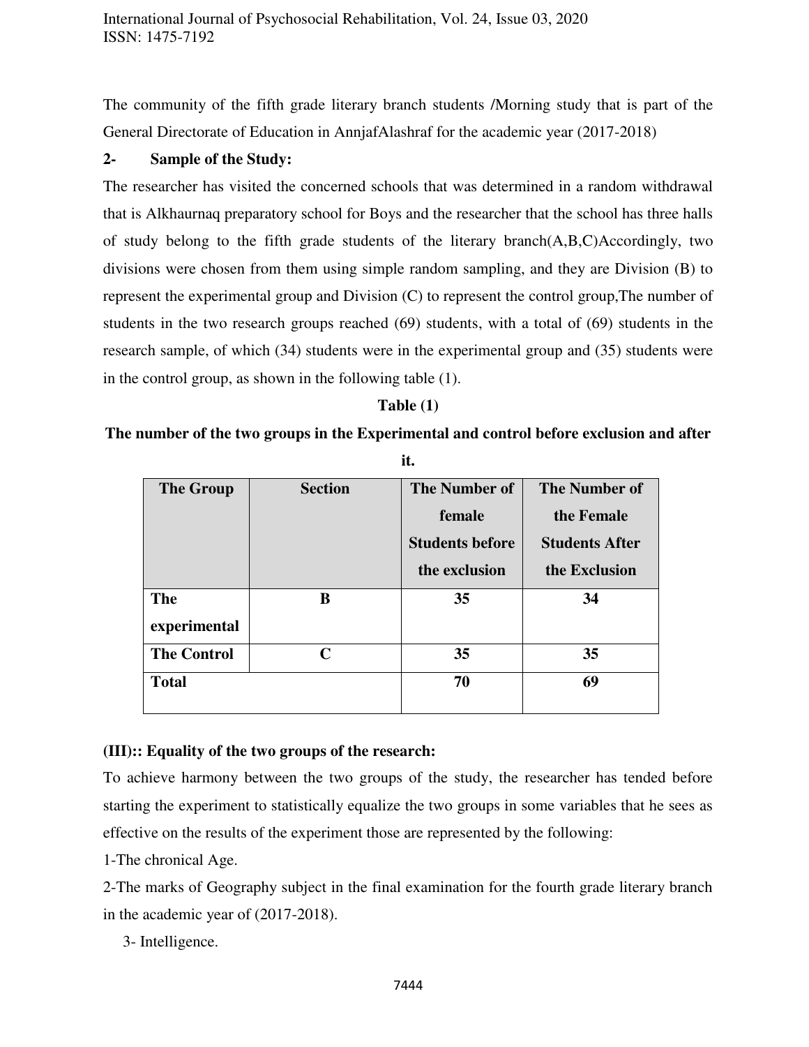The community of the fifth grade literary branch students /Morning study that is part of the General Directorate of Education in AnnjafAlashraf for the academic year (2017-2018)

**2- Sample of the Study:**

The researcher has visited the concerned schools that was determined in a random withdrawal that is Alkhaurnaq preparatory school for Boys and the researcher that the school has three halls of study belong to the fifth grade students of the literary branch(A,B,C)Accordingly, two divisions were chosen from them using simple random sampling, and they are Division (B) to represent the experimental group and Division (C) to represent the control group,The number of students in the two research groups reached (69) students, with a total of (69) students in the research sample, of which (34) students were in the experimental group and (35) students were in the control group, as shown in the following table (1).

**Table (1)**

**The number of the two groups in the Experimental and control before exclusion and after it.**

| The Group | Section | The Number of female Students before the exclusion | The Number of the Female Students After the Exclusion |
|---|---|---|---|
| The experimental | B | 35 | 34 |
| The Control | C | 35 | 35 |
| Total | | 70 | 69 |

**(III):: Equality of the two groups of the research:**

To achieve harmony between the two groups of the study, the researcher has tended before starting the experiment to statistically equalize the two groups in some variables that he sees as effective on the results of the experiment those are represented by the following:

1-The chronical Age.

2-The marks of Geography subject in the final examination for the fourth grade literary branch in the academic year of (2017-2018).

3- Intelligence.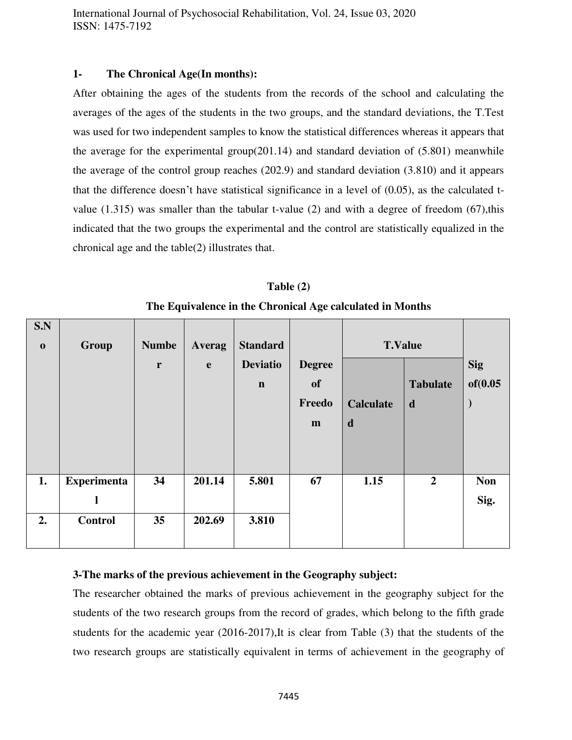**1- The Chronical Age(In months):**

After obtaining the ages of the students from the records of the school and calculating the averages of the ages of the students in the two groups, and the standard deviations, the T.Test was used for two independent samples to know the statistical differences whereas it appears that the average for the experimental group(201.14) and standard deviation of (5.801) meanwhile the average of the control group reaches (202.9) and standard deviation (3.810) and it appears that the difference doesn't have statistical significance in a level of (0.05), as the calculated t-value (1.315) was smaller than the tabular t-value (2) and with a degree of freedom (67),this indicated that the two groups the experimental and the control are statistically equalized in the chronical age and the table(2) illustrates that.

**Table (2)**

**The Equivalence in the Chronical Age calculated in Months**

| S.No | Group | Number | Average | Standard Deviation | Degree of Freedom | T.Value | | Sig of(0.05) |
|---|---|---|---|---|---|---|---|---|
| | | | | | | Calculated | Tabulated | |
| 1. | Experimental | 34 | 201.14 | 5.801 | 67 | 1.15 | 2 | Non Sig. |
| 2. | Control | 35 | 202.69 | 3.810 | | | | |

**3-The marks of the previous achievement in the Geography subject:**

The researcher obtained the marks of previous achievement in the geography subject for the students of the two research groups from the record of grades, which belong to the fifth grade students for the academic year (2016-2017),It is clear from Table (3) that the students of the two research groups are statistically equivalent in terms of achievement in the geography of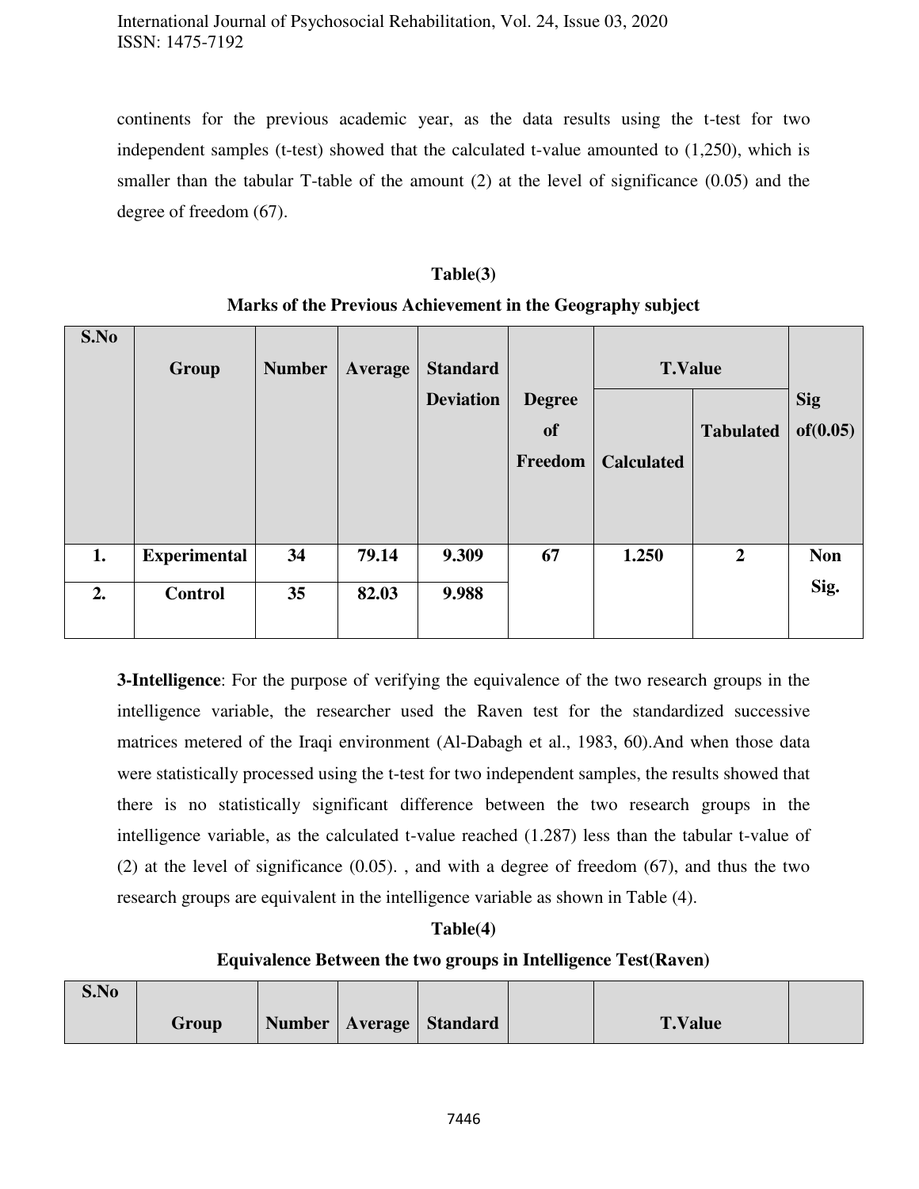continents for the previous academic year, as the data results using the t-test for two independent samples (t-test) showed that the calculated t-value amounted to (1,250), which is smaller than the tabular T-table of the amount (2) at the level of significance (0.05) and the degree of freedom (67).

**Table(3)**

**Marks of the Previous Achievement in the Geography subject**

| S.No | Group | Number | Average | Standard Deviation | Degree of Freedom | T.Value | | Sig of(0.05) |
|---|---|---|---|---|---|---|---|---|
| | | | | | | Calculated | Tabulated | |
| 1. | Experimental | 34 | 79.14 | 9.309 | 67 | 1.250 | 2 | Non Sig. |
| 2. | Control | 35 | 82.03 | 9.988 | | | | |

**3-Intelligence**: For the purpose of verifying the equivalence of the two research groups in the intelligence variable, the researcher used the Raven test for the standardized successive matrices metered of the Iraqi environment (Al-Dabagh et al., 1983, 60).And when those data were statistically processed using the t-test for two independent samples, the results showed that there is no statistically significant difference between the two research groups in the intelligence variable, as the calculated t-value reached (1.287) less than the tabular t-value of (2) at the level of significance (0.05). , and with a degree of freedom (67), and thus the two research groups are equivalent in the intelligence variable as shown in Table (4).

**Table(4)**

**Equivalence Between the two groups in Intelligence Test(Raven)**

| S.No | Group | Number | Average | Standard | | T.Value | |
|---|---|---|---|---|---|---|---|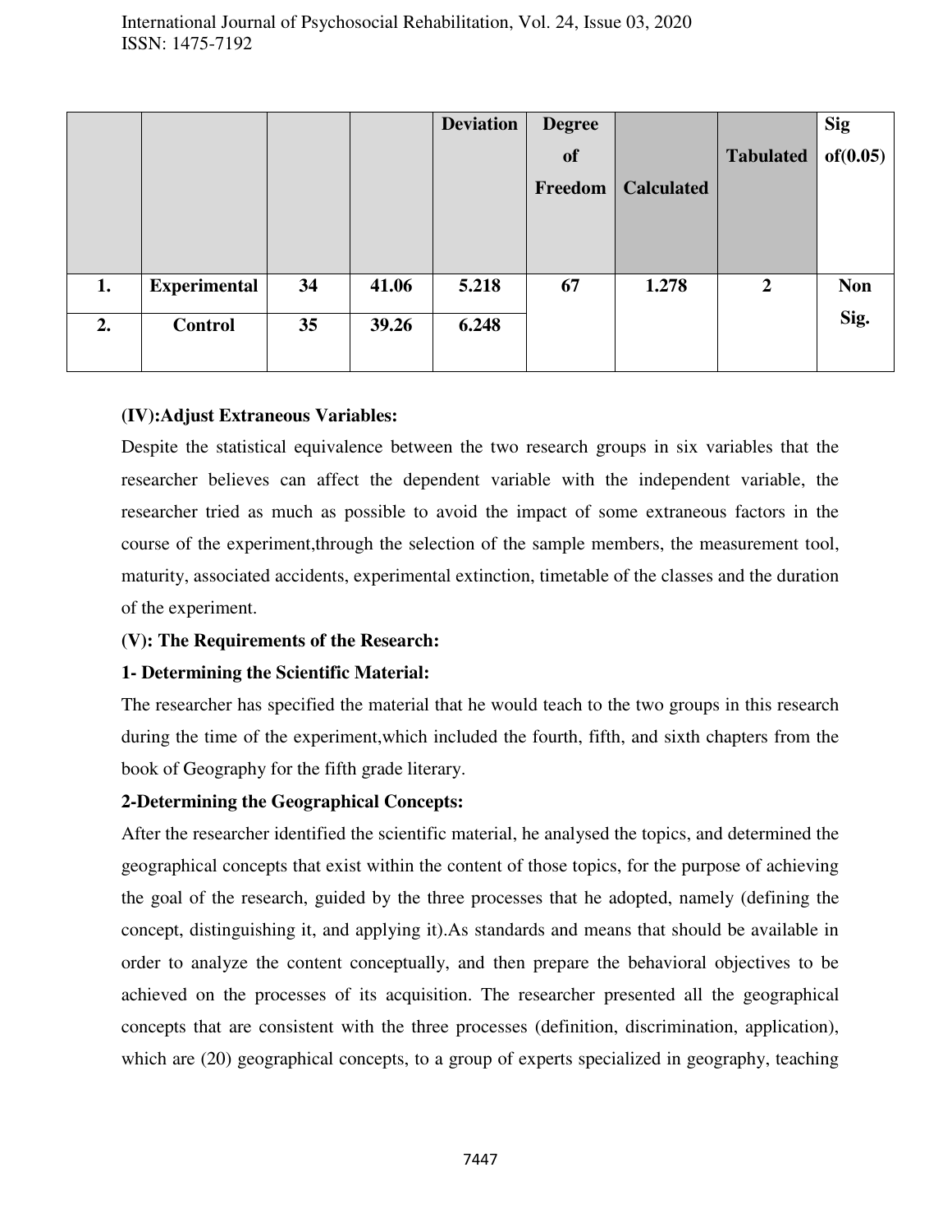| | | | | Deviation | Degree of Freedom | Calculated | Tabulated | Sig of(0.05) |
|---|---|---|---|---|---|---|---|---|
| 1. | Experimental | 34 | 41.06 | 5.218 | 67 | 1.278 | 2 | Non Sig. |
| 2. | Control | 35 | 39.26 | 6.248 | | | | |

**(IV):Adjust Extraneous Variables:**

Despite the statistical equivalence between the two research groups in six variables that the researcher believes can affect the dependent variable with the independent variable, the researcher tried as much as possible to avoid the impact of some extraneous factors in the course of the experiment,through the selection of the sample members, the measurement tool, maturity, associated accidents, experimental extinction, timetable of the classes and the duration of the experiment.

**(V): The Requirements of the Research:**

**1- Determining the Scientific Material:**

The researcher has specified the material that he would teach to the two groups in this research during the time of the experiment,which included the fourth, fifth, and sixth chapters from the book of Geography for the fifth grade literary.

**2-Determining the Geographical Concepts:**

After the researcher identified the scientific material, he analysed the topics, and determined the geographical concepts that exist within the content of those topics, for the purpose of achieving the goal of the research, guided by the three processes that he adopted, namely (defining the concept, distinguishing it, and applying it).As standards and means that should be available in order to analyze the content conceptually, and then prepare the behavioral objectives to be achieved on the processes of its acquisition. The researcher presented all the geographical concepts that are consistent with the three processes (definition, discrimination, application), which are (20) geographical concepts, to a group of experts specialized in geography, teaching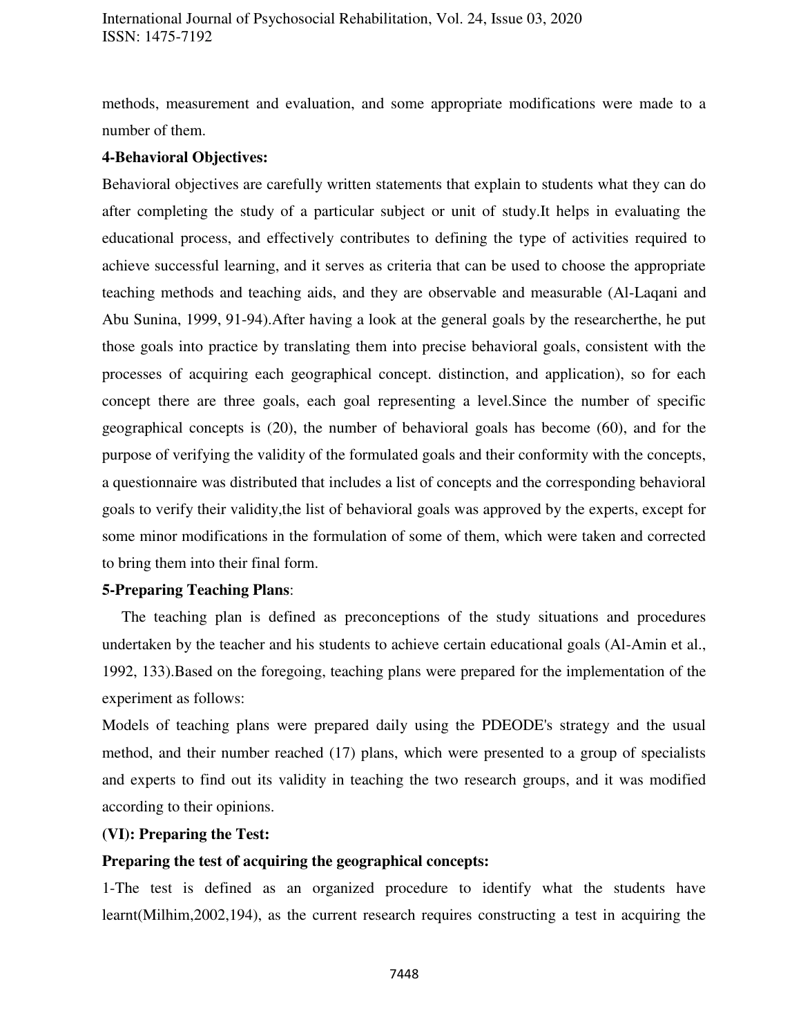methods, measurement and evaluation, and some appropriate modifications were made to a number of them.

**4-Behavioral Objectives:**

Behavioral objectives are carefully written statements that explain to students what they can do after completing the study of a particular subject or unit of study.It helps in evaluating the educational process, and effectively contributes to defining the type of activities required to achieve successful learning, and it serves as criteria that can be used to choose the appropriate teaching methods and teaching aids, and they are observable and measurable (Al-Laqani and Abu Sunina, 1999, 91-94).After having a look at the general goals by the researcherthe, he put those goals into practice by translating them into precise behavioral goals, consistent with the processes of acquiring each geographical concept. distinction, and application), so for each concept there are three goals, each goal representing a level.Since the number of specific geographical concepts is (20), the number of behavioral goals has become (60), and for the purpose of verifying the validity of the formulated goals and their conformity with the concepts, a questionnaire was distributed that includes a list of concepts and the corresponding behavioral goals to verify their validity,the list of behavioral goals was approved by the experts, except for some minor modifications in the formulation of some of them, which were taken and corrected to bring them into their final form.

**5-Preparing Teaching Plans**:

The teaching plan is defined as preconceptions of the study situations and procedures undertaken by the teacher and his students to achieve certain educational goals (Al-Amin et al., 1992, 133).Based on the foregoing, teaching plans were prepared for the implementation of the experiment as follows:

Models of teaching plans were prepared daily using the PDEODE's strategy and the usual method, and their number reached (17) plans, which were presented to a group of specialists and experts to find out its validity in teaching the two research groups, and it was modified according to their opinions.

**(VI): Preparing the Test:**

**Preparing the test of acquiring the geographical concepts:**

1-The test is defined as an organized procedure to identify what the students have learnt(Milhim,2002,194), as the current research requires constructing a test in acquiring the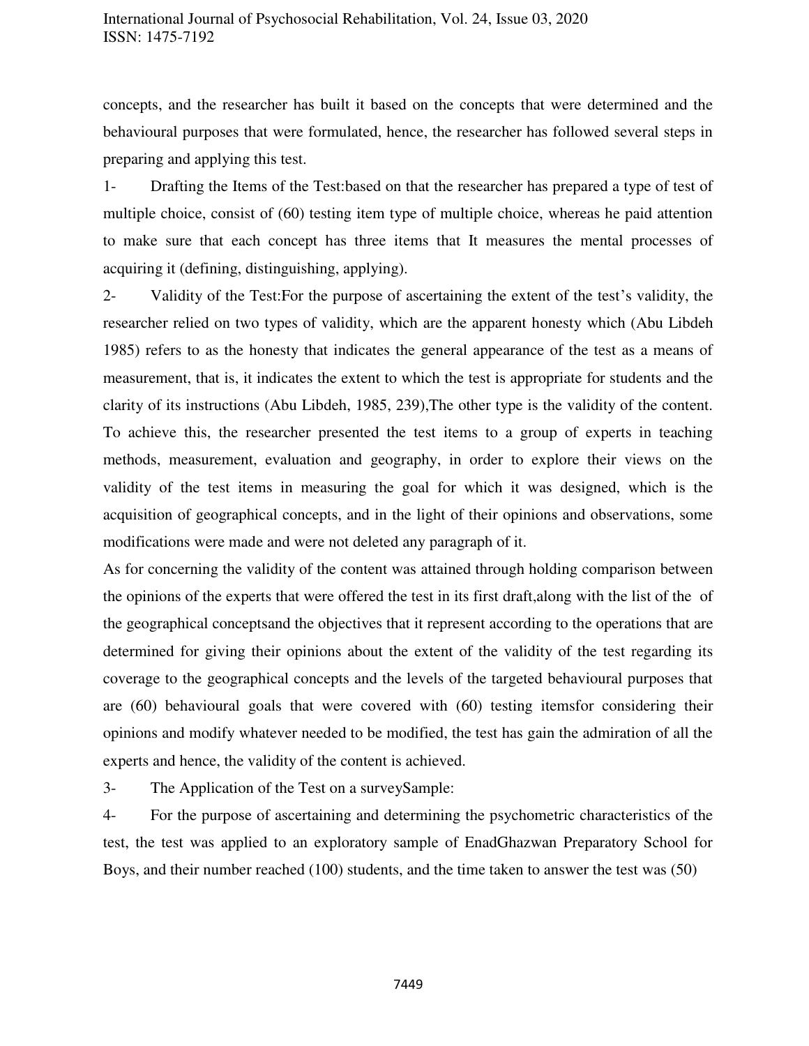concepts, and the researcher has built it based on the concepts that were determined and the behavioural purposes that were formulated, hence, the researcher has followed several steps in preparing and applying this test.

1- Drafting the Items of the Test:based on that the researcher has prepared a type of test of multiple choice, consist of (60) testing item type of multiple choice, whereas he paid attention to make sure that each concept has three items that It measures the mental processes of acquiring it (defining, distinguishing, applying).

2- Validity of the Test:For the purpose of ascertaining the extent of the test's validity, the researcher relied on two types of validity, which are the apparent honesty which (Abu Libdeh 1985) refers to as the honesty that indicates the general appearance of the test as a means of measurement, that is, it indicates the extent to which the test is appropriate for students and the clarity of its instructions (Abu Libdeh, 1985, 239),The other type is the validity of the content. To achieve this, the researcher presented the test items to a group of experts in teaching methods, measurement, evaluation and geography, in order to explore their views on the validity of the test items in measuring the goal for which it was designed, which is the acquisition of geographical concepts, and in the light of their opinions and observations, some modifications were made and were not deleted any paragraph of it.

As for concerning the validity of the content was attained through holding comparison between the opinions of the experts that were offered the test in its first draft,along with the list of the of the geographical conceptsand the objectives that it represent according to the operations that are determined for giving their opinions about the extent of the validity of the test regarding its coverage to the geographical concepts and the levels of the targeted behavioural purposes that are (60) behavioural goals that were covered with (60) testing itemsfor considering their opinions and modify whatever needed to be modified, the test has gain the admiration of all the experts and hence, the validity of the content is achieved.

3- The Application of the Test on a surveySample:

4- For the purpose of ascertaining and determining the psychometric characteristics of the test, the test was applied to an exploratory sample of EnadGhazwan Preparatory School for Boys, and their number reached (100) students, and the time taken to answer the test was (50)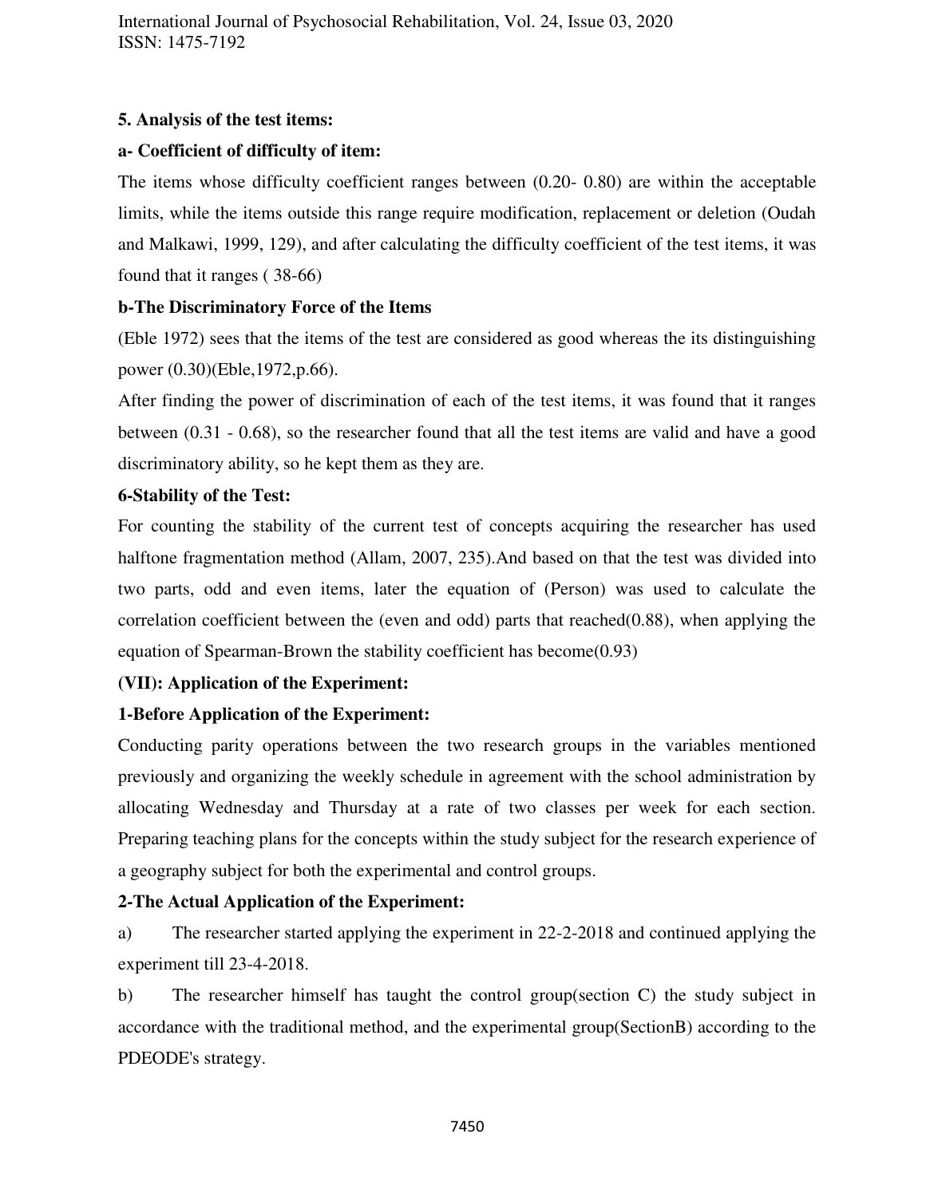**5. Analysis of the test items:**

**a- Coefficient of difficulty of item:**

The items whose difficulty coefficient ranges between (0.20- 0.80) are within the acceptable limits, while the items outside this range require modification, replacement or deletion (Oudah and Malkawi, 1999, 129), and after calculating the difficulty coefficient of the test items, it was found that it ranges ( 38-66)

**b-The Discriminatory Force of the Items**

(Eble 1972) sees that the items of the test are considered as good whereas the its distinguishing power (0.30)(Eble,1972,p.66).

After finding the power of discrimination of each of the test items, it was found that it ranges between (0.31 - 0.68), so the researcher found that all the test items are valid and have a good discriminatory ability, so he kept them as they are.

**6-Stability of the Test:**

For counting the stability of the current test of concepts acquiring the researcher has used halftone fragmentation method (Allam, 2007, 235).And based on that the test was divided into two parts, odd and even items, later the equation of (Person) was used to calculate the correlation coefficient between the (even and odd) parts that reached(0.88), when applying the equation of Spearman-Brown the stability coefficient has become(0.93)

**(VII): Application of the Experiment:**

**1-Before Application of the Experiment:**

Conducting parity operations between the two research groups in the variables mentioned previously and organizing the weekly schedule in agreement with the school administration by allocating Wednesday and Thursday at a rate of two classes per week for each section. Preparing teaching plans for the concepts within the study subject for the research experience of a geography subject for both the experimental and control groups.

**2-The Actual Application of the Experiment:**

a) The researcher started applying the experiment in 22-2-2018 and continued applying the experiment till 23-4-2018.

b) The researcher himself has taught the control group(section C) the study subject in accordance with the traditional method, and the experimental group(SectionB) according to the PDEODE's strategy.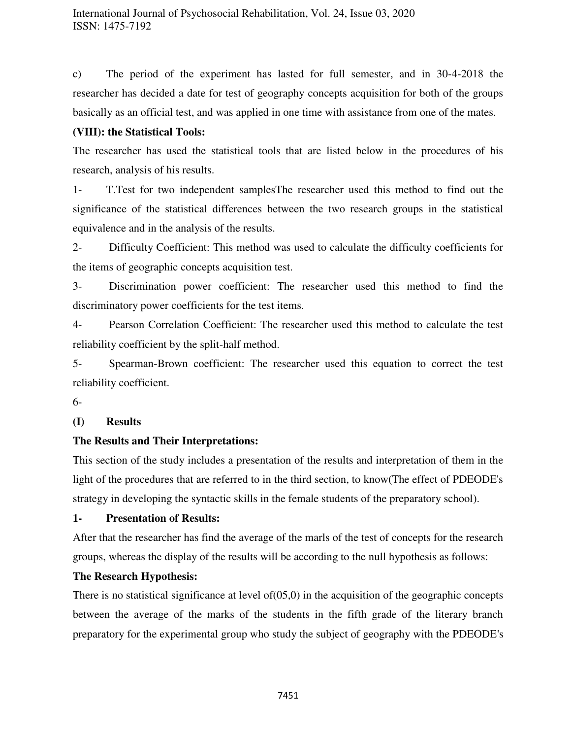c) The period of the experiment has lasted for full semester, and in 30-4-2018 the researcher has decided a date for test of geography concepts acquisition for both of the groups basically as an official test, and was applied in one time with assistance from one of the mates.

**(VIII): the Statistical Tools:**

The researcher has used the statistical tools that are listed below in the procedures of his research, analysis of his results.

1- T.Test for two independent samplesThe researcher used this method to find out the significance of the statistical differences between the two research groups in the statistical equivalence and in the analysis of the results.

2- Difficulty Coefficient: This method was used to calculate the difficulty coefficients for the items of geographic concepts acquisition test.

3- Discrimination power coefficient: The researcher used this method to find the discriminatory power coefficients for the test items.

4- Pearson Correlation Coefficient: The researcher used this method to calculate the test reliability coefficient by the split-half method.

5- Spearman-Brown coefficient: The researcher used this equation to correct the test reliability coefficient.

6-

**(I) Results**

**The Results and Their Interpretations:**

This section of the study includes a presentation of the results and interpretation of them in the light of the procedures that are referred to in the third section, to know(The effect of PDEODE's strategy in developing the syntactic skills in the female students of the preparatory school).

**1- Presentation of Results:**

After that the researcher has find the average of the marls of the test of concepts for the research groups, whereas the display of the results will be according to the null hypothesis as follows:

**The Research Hypothesis:**

There is no statistical significance at level of(05,0) in the acquisition of the geographic concepts between the average of the marks of the students in the fifth grade of the literary branch preparatory for the experimental group who study the subject of geography with the PDEODE's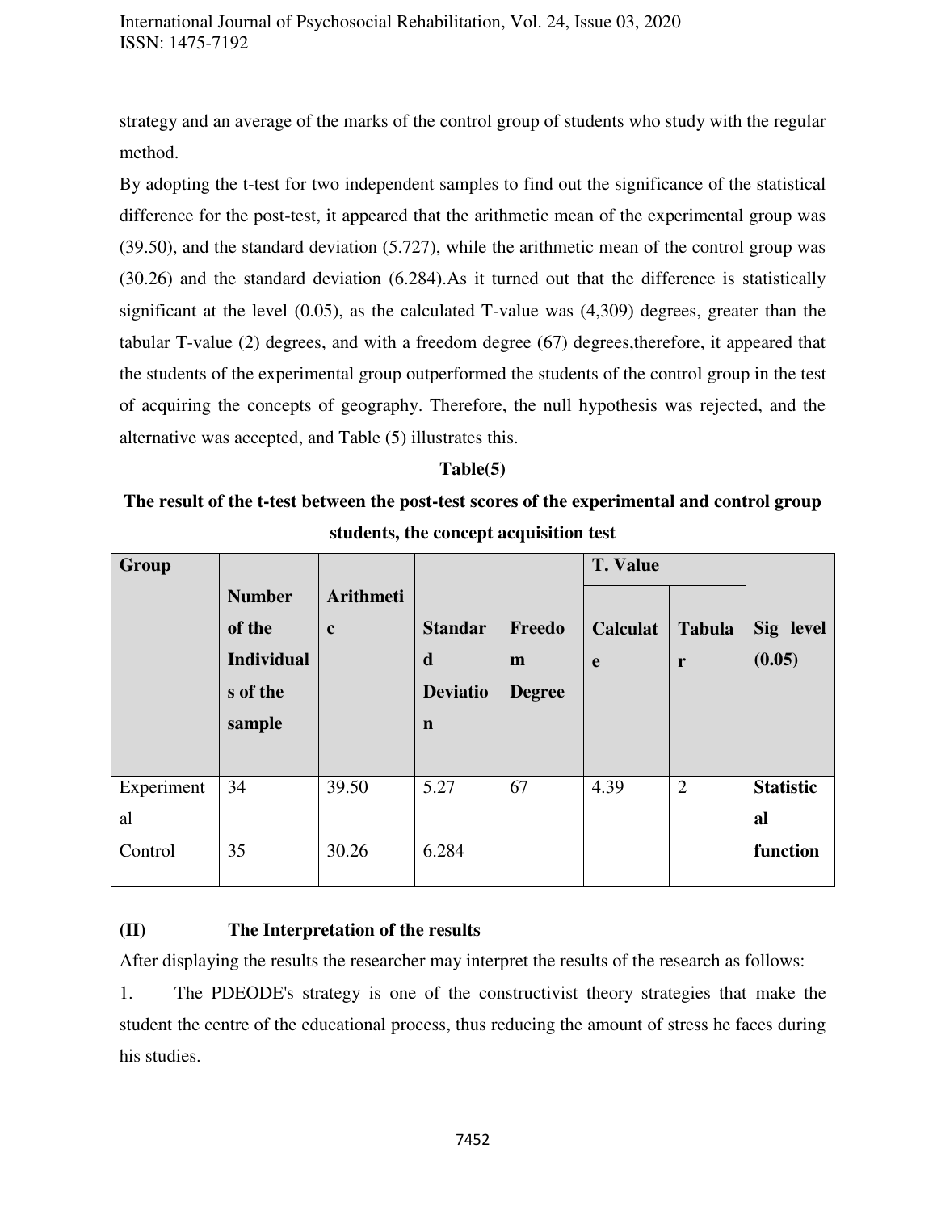strategy and an average of the marks of the control group of students who study with the regular method.

By adopting the t-test for two independent samples to find out the significance of the statistical difference for the post-test, it appeared that the arithmetic mean of the experimental group was (39.50), and the standard deviation (5.727), while the arithmetic mean of the control group was (30.26) and the standard deviation (6.284).As it turned out that the difference is statistically significant at the level (0.05), as the calculated T-value was (4,309) degrees, greater than the tabular T-value (2) degrees, and with a freedom degree (67) degrees,therefore, it appeared that the students of the experimental group outperformed the students of the control group in the test of acquiring the concepts of geography. Therefore, the null hypothesis was rejected, and the alternative was accepted, and Table (5) illustrates this.

**Table(5)**

**The result of the t-test between the post-test scores of the experimental and control group students, the concept acquisition test**

| Group | Number of the Individuals of the sample | Arithmetic | Standard Deviation | Freedom Degree | T. Value | | Sig level (0.05) |
|---|---|---|---|---|---|---|---|
| | | | | | Calculate | Tabular | |
| Experimental | 34 | 39.50 | 5.27 | 67 | 4.39 | 2 | **Statistical function** |
| Control | 35 | 30.26 | 6.284 | | | | |

**(II) The Interpretation of the results**

After displaying the results the researcher may interpret the results of the research as follows:

1. The PDEODE's strategy is one of the constructivist theory strategies that make the student the centre of the educational process, thus reducing the amount of stress he faces during his studies.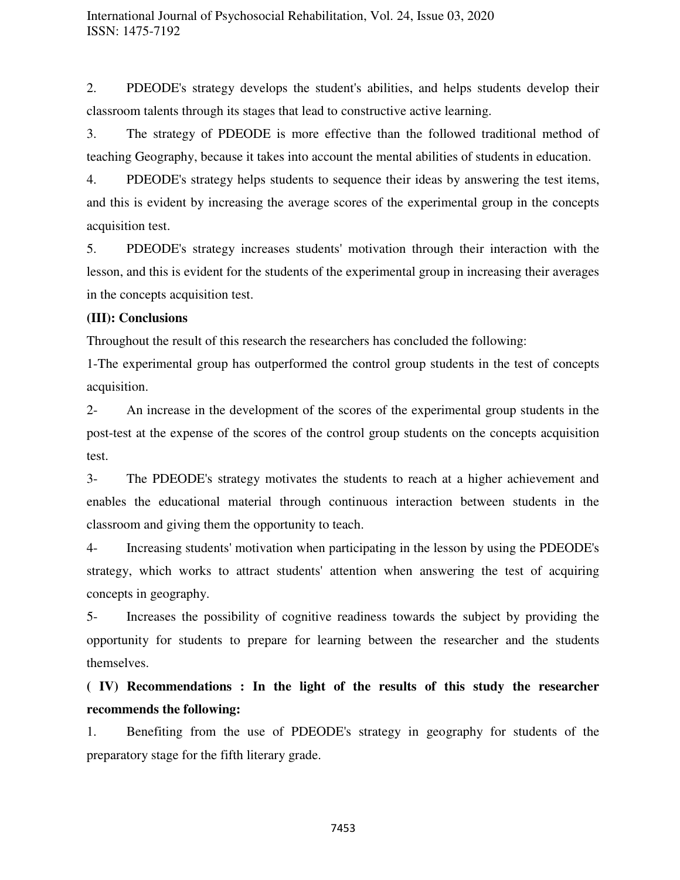2. PDEODE's strategy develops the student's abilities, and helps students develop their classroom talents through its stages that lead to constructive active learning.

3. The strategy of PDEODE is more effective than the followed traditional method of teaching Geography, because it takes into account the mental abilities of students in education.

4. PDEODE's strategy helps students to sequence their ideas by answering the test items, and this is evident by increasing the average scores of the experimental group in the concepts acquisition test.

5. PDEODE's strategy increases students' motivation through their interaction with the lesson, and this is evident for the students of the experimental group in increasing their averages in the concepts acquisition test.

**(III): Conclusions**

Throughout the result of this research the researchers has concluded the following:

1-The experimental group has outperformed the control group students in the test of concepts acquisition.

2- An increase in the development of the scores of the experimental group students in the post-test at the expense of the scores of the control group students on the concepts acquisition test.

3- The PDEODE's strategy motivates the students to reach at a higher achievement and enables the educational material through continuous interaction between students in the classroom and giving them the opportunity to teach.

4- Increasing students' motivation when participating in the lesson by using the PDEODE's strategy, which works to attract students' attention when answering the test of acquiring concepts in geography.

5- Increases the possibility of cognitive readiness towards the subject by providing the opportunity for students to prepare for learning between the researcher and the students themselves.

**( IV) Recommendations : In the light of the results of this study the researcher recommends the following:**

1. Benefiting from the use of PDEODE's strategy in geography for students of the preparatory stage for the fifth literary grade.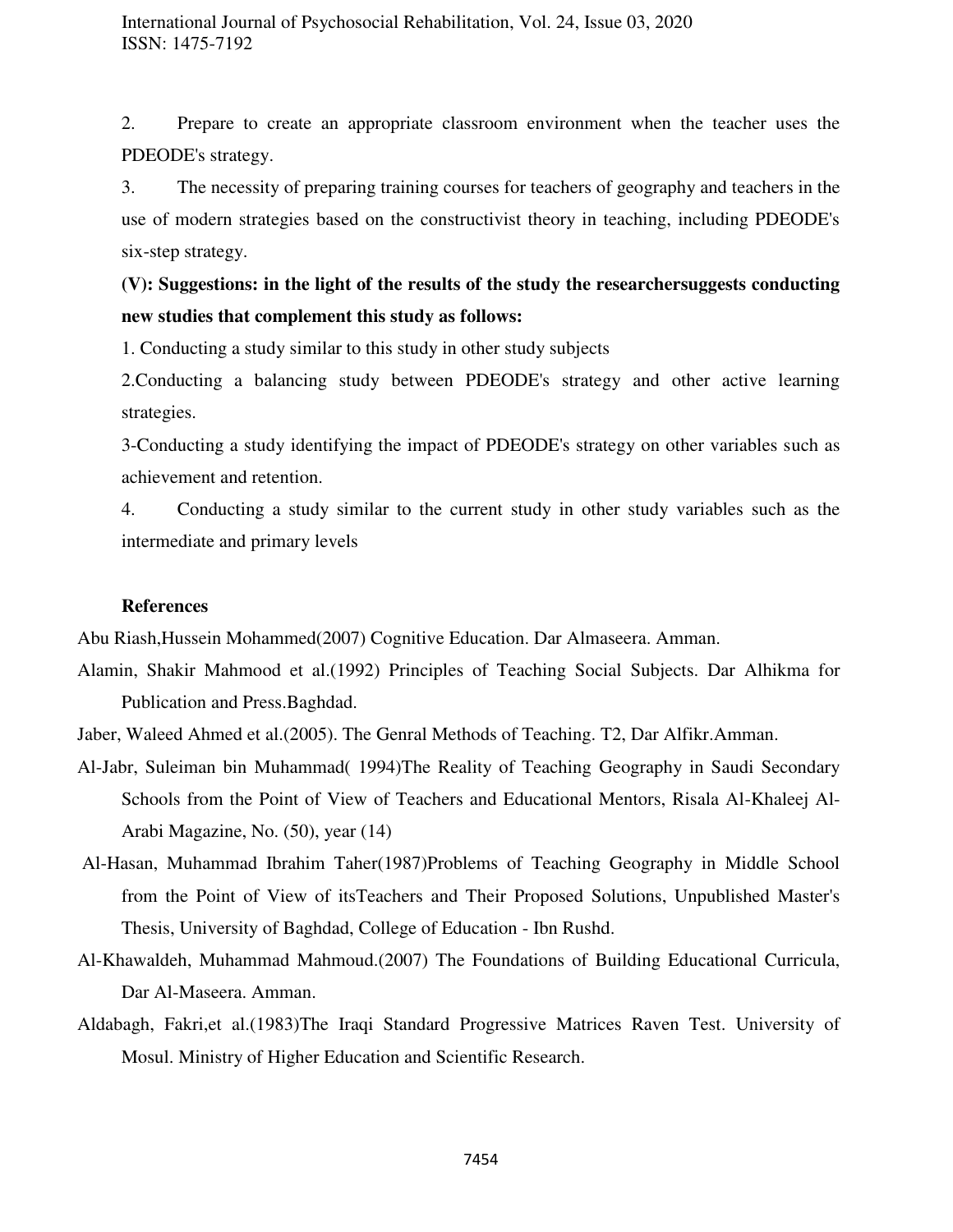2. Prepare to create an appropriate classroom environment when the teacher uses the PDEODE's strategy.

3. The necessity of preparing training courses for teachers of geography and teachers in the use of modern strategies based on the constructivist theory in teaching, including PDEODE's six-step strategy.

**(V): Suggestions: in the light of the results of the study the researchersuggests conducting new studies that complement this study as follows:**

1. Conducting a study similar to this study in other study subjects

2.Conducting a balancing study between PDEODE's strategy and other active learning strategies.

3-Conducting a study identifying the impact of PDEODE's strategy on other variables such as achievement and retention.

4. Conducting a study similar to the current study in other study variables such as the intermediate and primary levels

**References**

Abu Riash,Hussein Mohammed(2007) Cognitive Education. Dar Almaseera. Amman.

Alamin, Shakir Mahmood et al.(1992) Principles of Teaching Social Subjects. Dar Alhikma for Publication and Press.Baghdad.

Jaber, Waleed Ahmed et al.(2005). The Genral Methods of Teaching. T2, Dar Alfikr.Amman.

Al-Jabr, Suleiman bin Muhammad( 1994)The Reality of Teaching Geography in Saudi Secondary Schools from the Point of View of Teachers and Educational Mentors, Risala Al-Khaleej Al-Arabi Magazine, No. (50), year (14)

Al-Hasan, Muhammad Ibrahim Taher(1987)Problems of Teaching Geography in Middle School from the Point of View of itsTeachers and Their Proposed Solutions, Unpublished Master's Thesis, University of Baghdad, College of Education - Ibn Rushd.

Al-Khawaldeh, Muhammad Mahmoud.(2007) The Foundations of Building Educational Curricula, Dar Al-Maseera. Amman.

Aldabagh, Fakri,et al.(1983)The Iraqi Standard Progressive Matrices Raven Test. University of Mosul. Ministry of Higher Education and Scientific Research.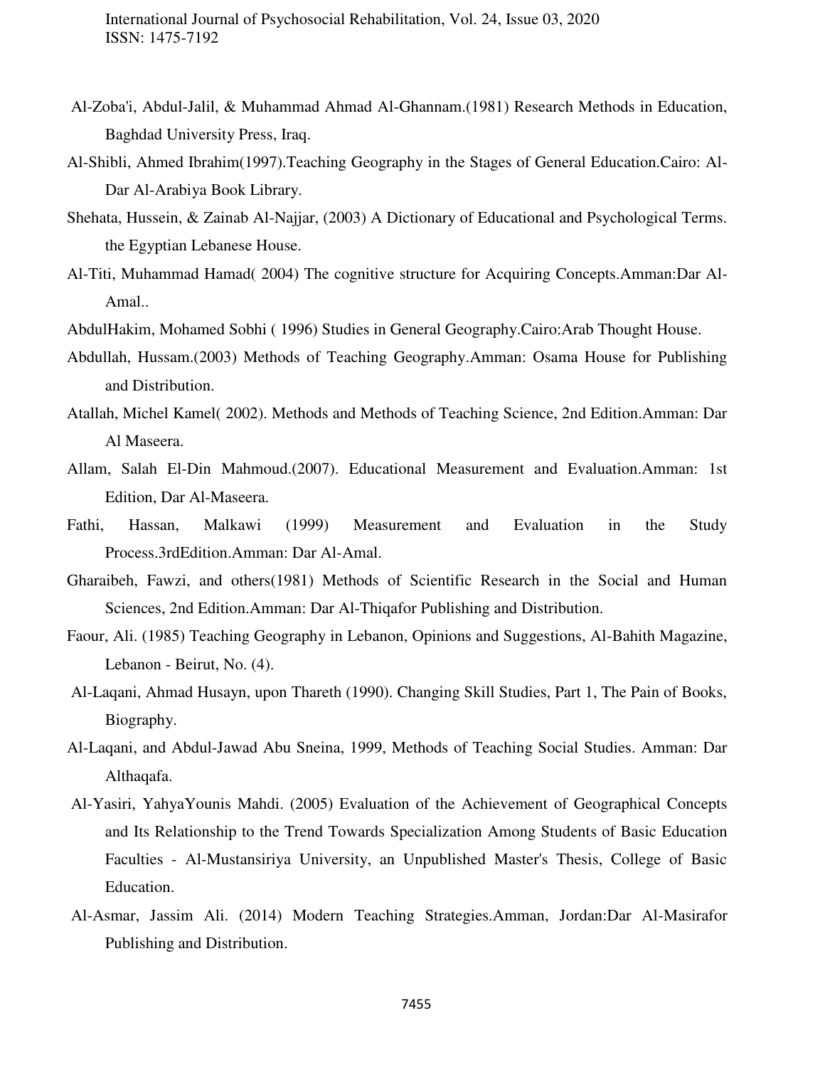Al-Zoba'i, Abdul-Jalil, & Muhammad Ahmad Al-Ghannam.(1981) Research Methods in Education, Baghdad University Press, Iraq.

Al-Shibli, Ahmed Ibrahim(1997).Teaching Geography in the Stages of General Education.Cairo: Al-Dar Al-Arabiya Book Library.

Shehata, Hussein, & Zainab Al-Najjar, (2003) A Dictionary of Educational and Psychological Terms. the Egyptian Lebanese House.

Al-Titi, Muhammad Hamad( 2004) The cognitive structure for Acquiring Concepts.Amman:Dar Al-Amal..

AbdulHakim, Mohamed Sobhi ( 1996) Studies in General Geography.Cairo:Arab Thought House.

Abdullah, Hussam.(2003) Methods of Teaching Geography.Amman: Osama House for Publishing and Distribution.

Atallah, Michel Kamel( 2002). Methods and Methods of Teaching Science, 2nd Edition.Amman: Dar Al Maseera.

Allam, Salah El-Din Mahmoud.(2007). Educational Measurement and Evaluation.Amman: 1st Edition, Dar Al-Maseera.

Fathi, Hassan, Malkawi (1999) Measurement and Evaluation in the Study Process.3rdEdition.Amman: Dar Al-Amal.

Gharaibeh, Fawzi, and others(1981) Methods of Scientific Research in the Social and Human Sciences, 2nd Edition.Amman: Dar Al-Thiqafor Publishing and Distribution.

Faour, Ali. (1985) Teaching Geography in Lebanon, Opinions and Suggestions, Al-Bahith Magazine, Lebanon - Beirut, No. (4).

Al-Laqani, Ahmad Husayn, upon Thareth (1990). Changing Skill Studies, Part 1, The Pain of Books, Biography.

Al-Laqani, and Abdul-Jawad Abu Sneina, 1999, Methods of Teaching Social Studies. Amman: Dar Althaqafa.

Al-Yasiri, YahyaYounis Mahdi. (2005) Evaluation of the Achievement of Geographical Concepts and Its Relationship to the Trend Towards Specialization Among Students of Basic Education Faculties - Al-Mustansiriya University, an Unpublished Master's Thesis, College of Basic Education.

Al-Asmar, Jassim Ali. (2014) Modern Teaching Strategies.Amman, Jordan:Dar Al-Masirafor Publishing and Distribution.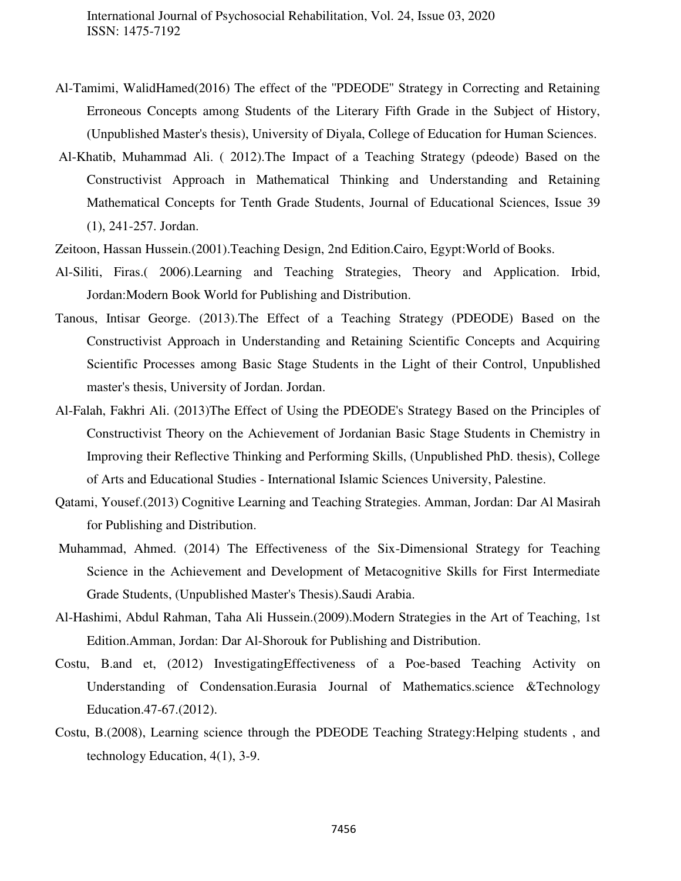Al-Tamimi, WalidHamed(2016) The effect of the "PDEODE" Strategy in Correcting and Retaining Erroneous Concepts among Students of the Literary Fifth Grade in the Subject of History, (Unpublished Master's thesis), University of Diyala, College of Education for Human Sciences.

Al-Khatib, Muhammad Ali. ( 2012).The Impact of a Teaching Strategy (pdeode) Based on the Constructivist Approach in Mathematical Thinking and Understanding and Retaining Mathematical Concepts for Tenth Grade Students, Journal of Educational Sciences, Issue 39 (1), 241-257. Jordan.

Zeitoon, Hassan Hussein.(2001).Teaching Design, 2nd Edition.Cairo, Egypt:World of Books.

Al-Siliti, Firas.( 2006).Learning and Teaching Strategies, Theory and Application. Irbid, Jordan:Modern Book World for Publishing and Distribution.

Tanous, Intisar George. (2013).The Effect of a Teaching Strategy (PDEODE) Based on the Constructivist Approach in Understanding and Retaining Scientific Concepts and Acquiring Scientific Processes among Basic Stage Students in the Light of their Control, Unpublished master's thesis, University of Jordan. Jordan.

Al-Falah, Fakhri Ali. (2013)The Effect of Using the PDEODE's Strategy Based on the Principles of Constructivist Theory on the Achievement of Jordanian Basic Stage Students in Chemistry in Improving their Reflective Thinking and Performing Skills, (Unpublished PhD. thesis), College of Arts and Educational Studies - International Islamic Sciences University, Palestine.

Qatami, Yousef.(2013) Cognitive Learning and Teaching Strategies. Amman, Jordan: Dar Al Masirah for Publishing and Distribution.

Muhammad, Ahmed. (2014) The Effectiveness of the Six-Dimensional Strategy for Teaching Science in the Achievement and Development of Metacognitive Skills for First Intermediate Grade Students, (Unpublished Master's Thesis).Saudi Arabia.

Al-Hashimi, Abdul Rahman, Taha Ali Hussein.(2009).Modern Strategies in the Art of Teaching, 1st Edition.Amman, Jordan: Dar Al-Shorouk for Publishing and Distribution.

Costu, B.and et, (2012) InvestigatingEffectiveness of a Poe-based Teaching Activity on Understanding of Condensation.Eurasia Journal of Mathematics.science &Technology Education.47-67.(2012).

Costu, B.(2008), Learning science through the PDEODE Teaching Strategy:Helping students , and technology Education, 4(1), 3-9.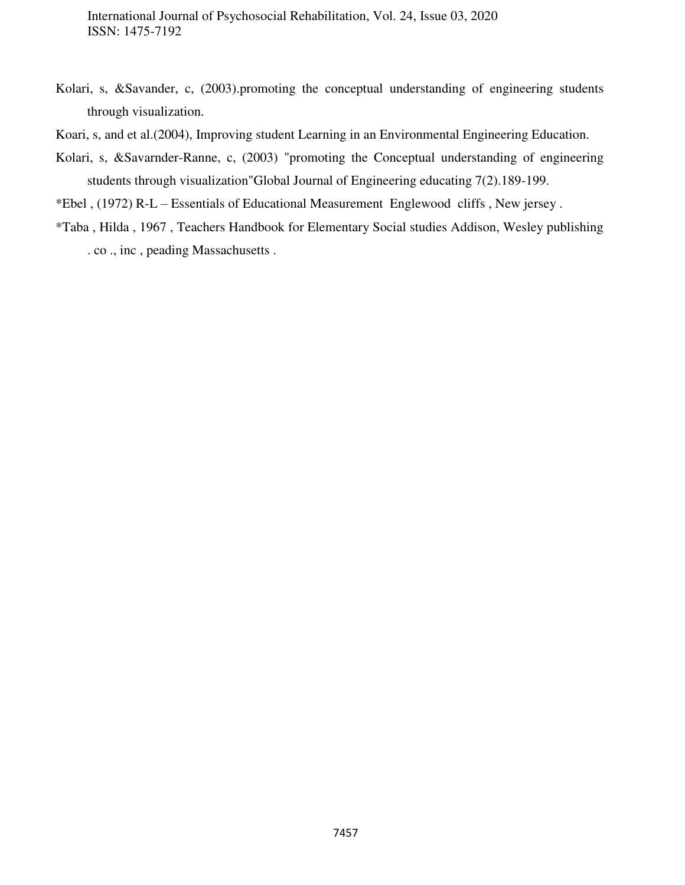Kolari, s, &Savander, c, (2003).promoting the conceptual understanding of engineering students through visualization.

Koari, s, and et al.(2004), Improving student Learning in an Environmental Engineering Education.

Kolari, s, &Savarnder-Ranne, c, (2003) "promoting the Conceptual understanding of engineering students through visualization"Global Journal of Engineering educating 7(2).189-199.

*Ebel , (1972) R-L – Essentials of Educational Measurement Englewood cliffs , New jersey .

*Taba , Hilda , 1967 , Teachers Handbook for Elementary Social studies Addison, Wesley publishing . co ., inc , peading Massachusetts .